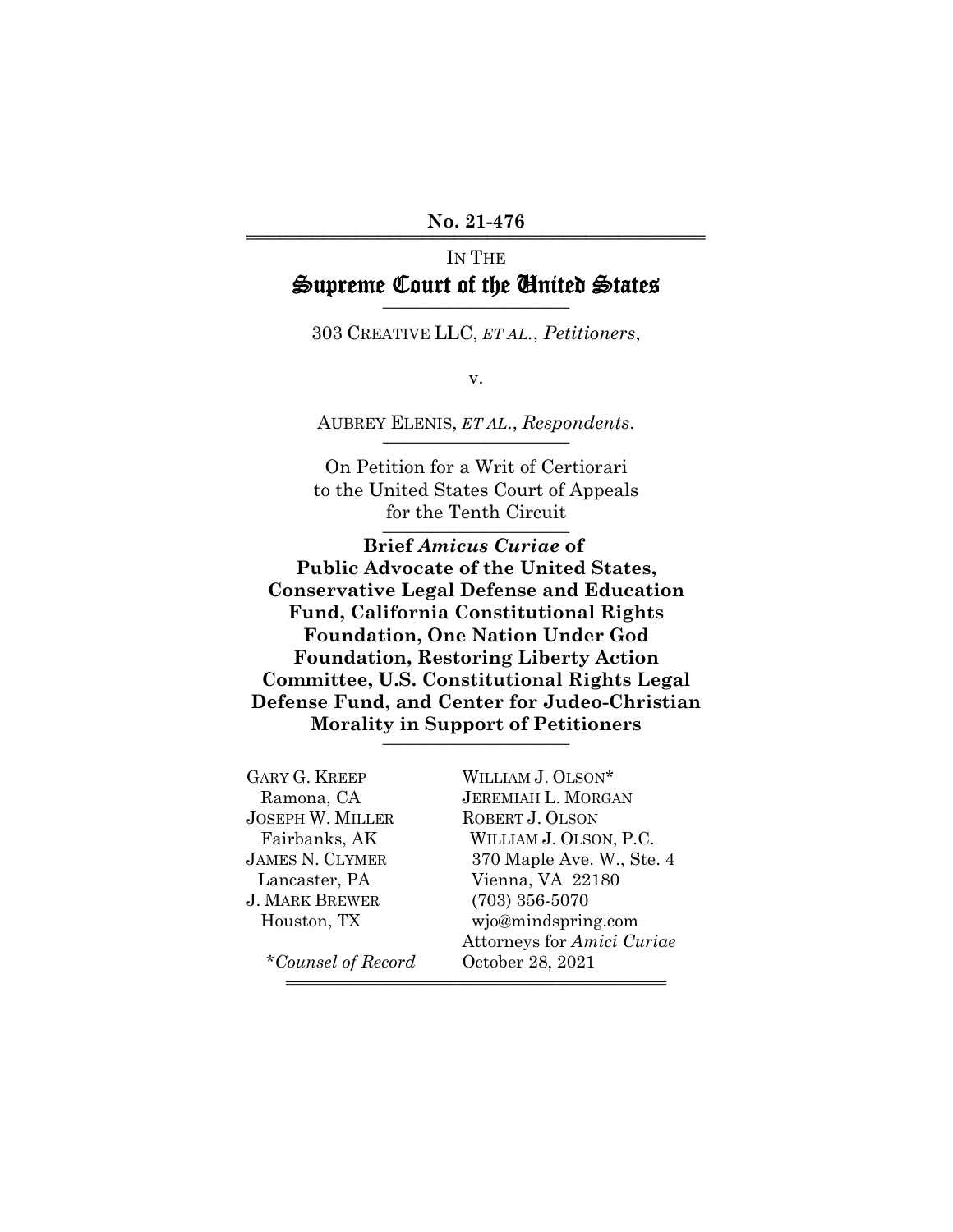**No. 21-476**

IN THE
# Supreme Court of the United States

303 CREATIVE LLC, *ET AL.*, *Petitioners*,

v.

AUBREY ELENIS, *ET AL.*, *Respondents*.

On Petition for a Writ of Certiorari
to the United States Court of Appeals
for the Tenth Circuit

**Brief *Amicus Curiae* of
Public Advocate of the United States,
Conservative Legal Defense and Education
Fund, California Constitutional Rights
Foundation, One Nation Under God
Foundation, Restoring Liberty Action
Committee, U.S. Constitutional Rights Legal
Defense Fund, and Center for Judeo-Christian
Morality in Support of Petitioners**

GARY G. KREEP
Ramona, CA
JOSEPH W. MILLER
Fairbanks, AK
JAMES N. CLYMER
Lancaster, PA
J. MARK BREWER
Houston, TX

*\*Counsel of Record*

WILLIAM J. OLSON*
JEREMIAH L. MORGAN
ROBERT J. OLSON
WILLIAM J. OLSON, P.C.
370 Maple Ave. W., Ste. 4
Vienna, VA 22180
(703) 356-5070
wjo@mindspring.com
Attorneys for *Amici Curiae*
October 28, 2021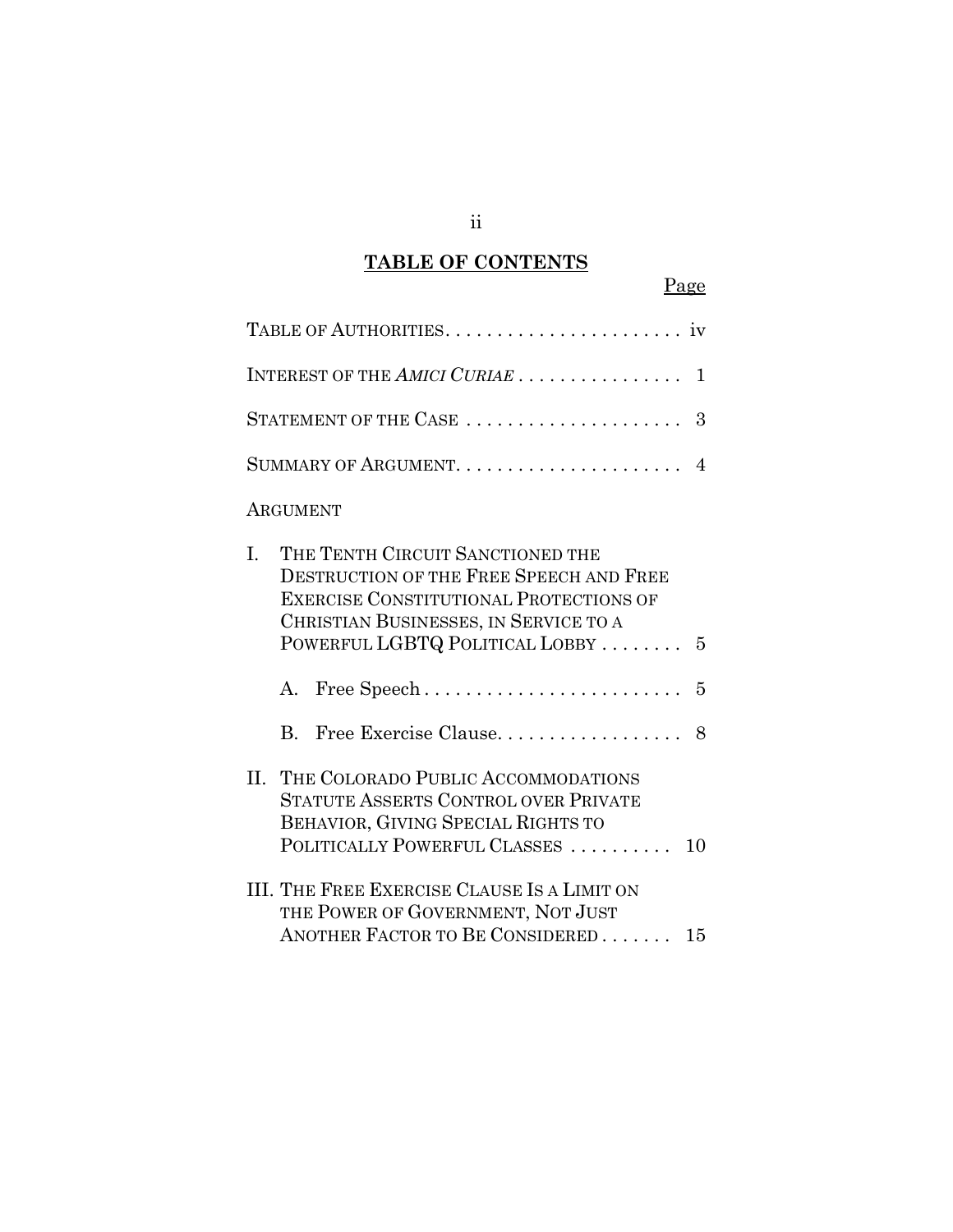**TABLE OF CONTENTS**

Page

TABLE OF AUTHORITIES . . . . . . . . . . . . . . . . . . . . . . . iv

INTEREST OF THE *AMICI CURIAE* . . . . . . . . . . . . . . . . 1

STATEMENT OF THE CASE . . . . . . . . . . . . . . . . . . . . . 3

SUMMARY OF ARGUMENT . . . . . . . . . . . . . . . . . . . . . . 4

ARGUMENT

I. THE TENTH CIRCUIT SANCTIONED THE DESTRUCTION OF THE FREE SPEECH AND FREE EXERCISE CONSTITUTIONAL PROTECTIONS OF CHRISTIAN BUSINESSES, IN SERVICE TO A POWERFUL LGBTQ POLITICAL LOBBY . . . . . . . . 5

   A. Free Speech . . . . . . . . . . . . . . . . . . . . . . . . . 5

   B. Free Exercise Clause . . . . . . . . . . . . . . . . . . 8

II. THE COLORADO PUBLIC ACCOMMODATIONS STATUTE ASSERTS CONTROL OVER PRIVATE BEHAVIOR, GIVING SPECIAL RIGHTS TO POLITICALLY POWERFUL CLASSES . . . . . . . . . . 10

III. THE FREE EXERCISE CLAUSE IS A LIMIT ON THE POWER OF GOVERNMENT, NOT JUST ANOTHER FACTOR TO BE CONSIDERED . . . . . . . 15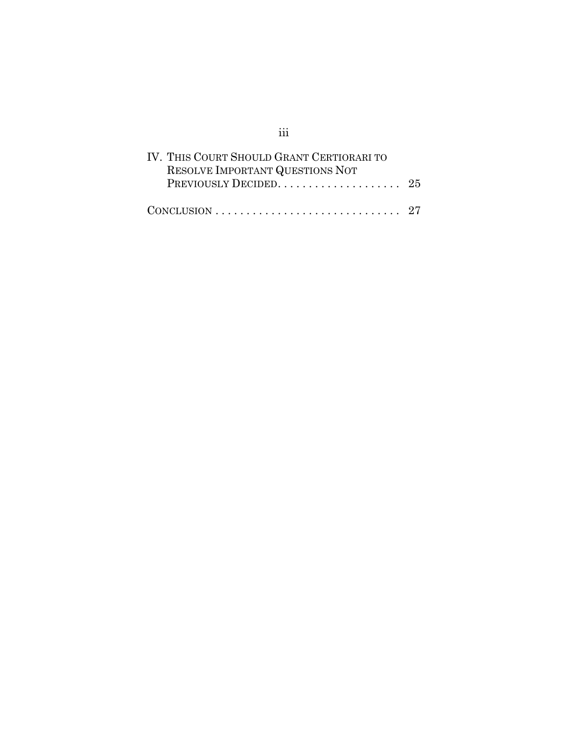IV. THIS COURT SHOULD GRANT CERTIORARI TO RESOLVE IMPORTANT QUESTIONS NOT PREVIOUSLY DECIDED. . . . . . . . . . . . . . . . . . . . 25

CONCLUSION . . . . . . . . . . . . . . . . . . . . . . . . . . . . . . 27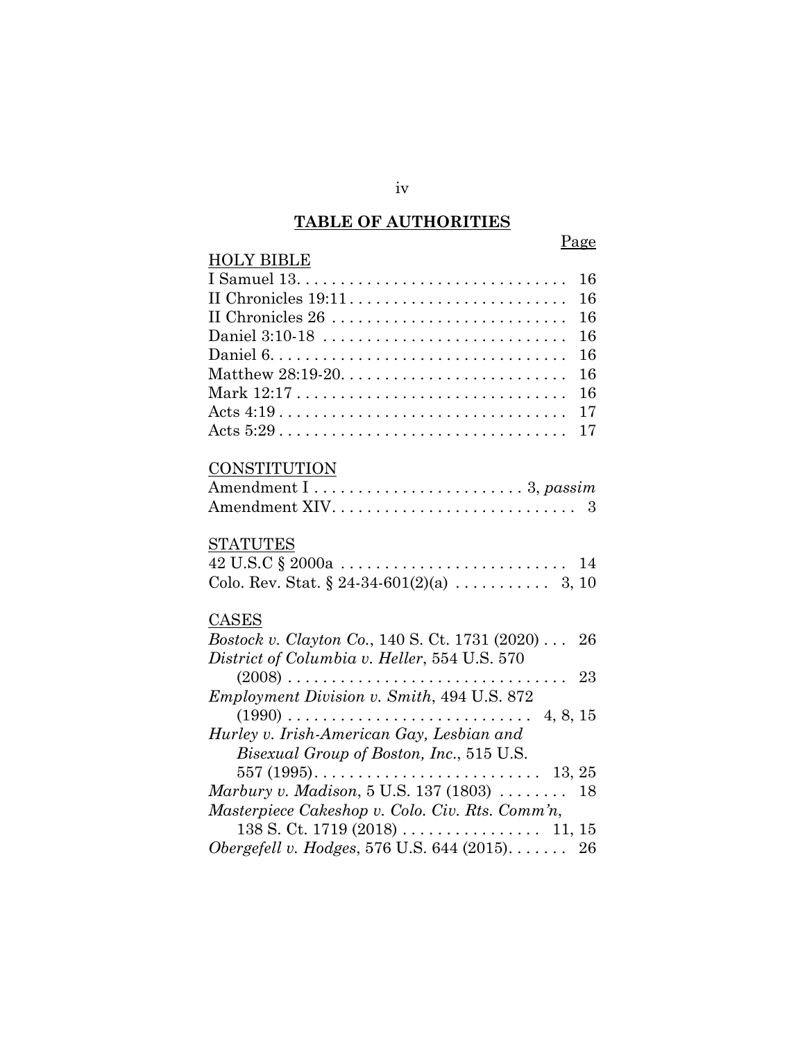# TABLE OF AUTHORITIES

Page

HOLY BIBLE

I Samuel 13. . . . . . . . . . . . . . . . . . . . . . . . . . . . . . . 16
II Chronicles 19:11 . . . . . . . . . . . . . . . . . . . . . . . . . 16
II Chronicles 26 . . . . . . . . . . . . . . . . . . . . . . . . . . . 16
Daniel 3:10-18 . . . . . . . . . . . . . . . . . . . . . . . . . . . . 16
Daniel 6. . . . . . . . . . . . . . . . . . . . . . . . . . . . . . . . . . 16
Matthew 28:19-20. . . . . . . . . . . . . . . . . . . . . . . . . . 16
Mark 12:17 . . . . . . . . . . . . . . . . . . . . . . . . . . . . . . . 16
Acts 4:19 . . . . . . . . . . . . . . . . . . . . . . . . . . . . . . . . . 17
Acts 5:29 . . . . . . . . . . . . . . . . . . . . . . . . . . . . . . . . . 17

CONSTITUTION

Amendment I . . . . . . . . . . . . . . . . . . . . . . . . 3, *passim*
Amendment XIV. . . . . . . . . . . . . . . . . . . . . . . . . . . . 3

STATUTES

42 U.S.C § 2000a . . . . . . . . . . . . . . . . . . . . . . . . . . 14
Colo. Rev. Stat. § 24-34-601(2)(a) . . . . . . . . . . . 3, 10

CASES

*Bostock v. Clayton Co.*, 140 S. Ct. 1731 (2020) . . . 26
*District of Columbia v. Heller*, 554 U.S. 570 (2008) . . . . . . . . . . . . . . . . . . . . . . . . . . . . . . . . 23
*Employment Division v. Smith*, 494 U.S. 872 (1990) . . . . . . . . . . . . . . . . . . . . . . . . . . . . 4, 8, 15
*Hurley v. Irish-American Gay, Lesbian and Bisexual Group of Boston, Inc.*, 515 U.S. 557 (1995). . . . . . . . . . . . . . . . . . . . . . . . . . 13, 25
*Marbury v. Madison*, 5 U.S. 137 (1803) . . . . . . . . 18
*Masterpiece Cakeshop v. Colo. Civ. Rts. Comm'n*, 138 S. Ct. 1719 (2018) . . . . . . . . . . . . . . . . 11, 15
*Obergefell v. Hodges*, 576 U.S. 644 (2015). . . . . . . 26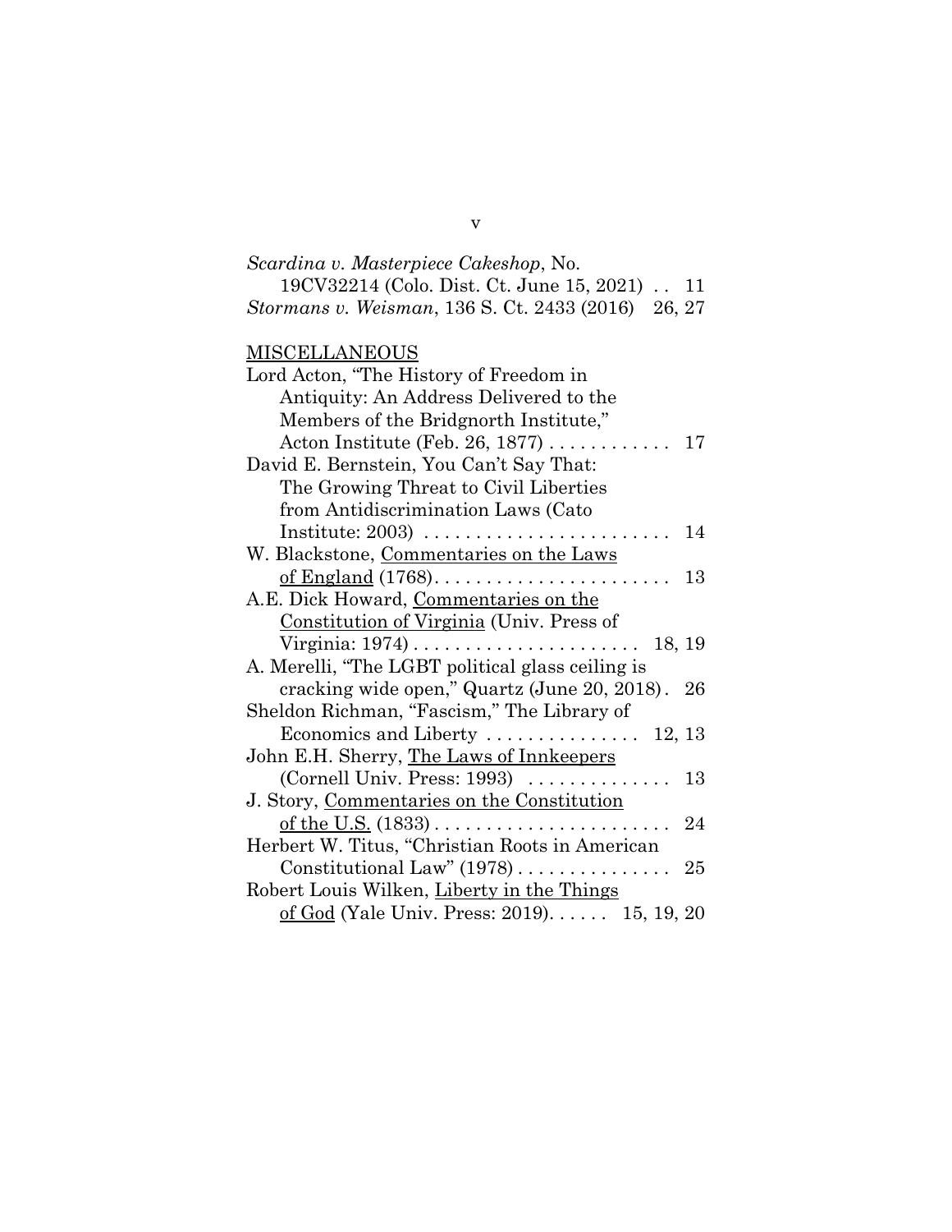*Scardina v. Masterpiece Cakeshop*, No. 19CV32214 (Colo. Dist. Ct. June 15, 2021) . . 11

*Stormans v. Weisman*, 136 S. Ct. 2433 (2016) 26, 27

MISCELLANEOUS

Lord Acton, "The History of Freedom in Antiquity: An Address Delivered to the Members of the Bridgnorth Institute," Acton Institute (Feb. 26, 1877) . . . . . . . . . . . . 17

David E. Bernstein, You Can't Say That: The Growing Threat to Civil Liberties from Antidiscrimination Laws (Cato Institute: 2003) . . . . . . . . . . . . . . . . . . . . . . . . 14

W. Blackstone, Commentaries on the Laws of England (1768). . . . . . . . . . . . . . . . . . . . . . . 13

A.E. Dick Howard, Commentaries on the Constitution of Virginia (Univ. Press of Virginia: 1974) . . . . . . . . . . . . . . . . . . . . . . 18, 19

A. Merelli, "The LGBT political glass ceiling is cracking wide open," Quartz (June 20, 2018). 26

Sheldon Richman, "Fascism," The Library of Economics and Liberty . . . . . . . . . . . . . . . 12, 13

John E.H. Sherry, The Laws of Innkeepers (Cornell Univ. Press: 1993) . . . . . . . . . . . . . . 13

J. Story, Commentaries on the Constitution of the U.S. (1833) . . . . . . . . . . . . . . . . . . . . . . . 24

Herbert W. Titus, "Christian Roots in American Constitutional Law" (1978) . . . . . . . . . . . . . . . 25

Robert Louis Wilken, Liberty in the Things of God (Yale Univ. Press: 2019). . . . . . 15, 19, 20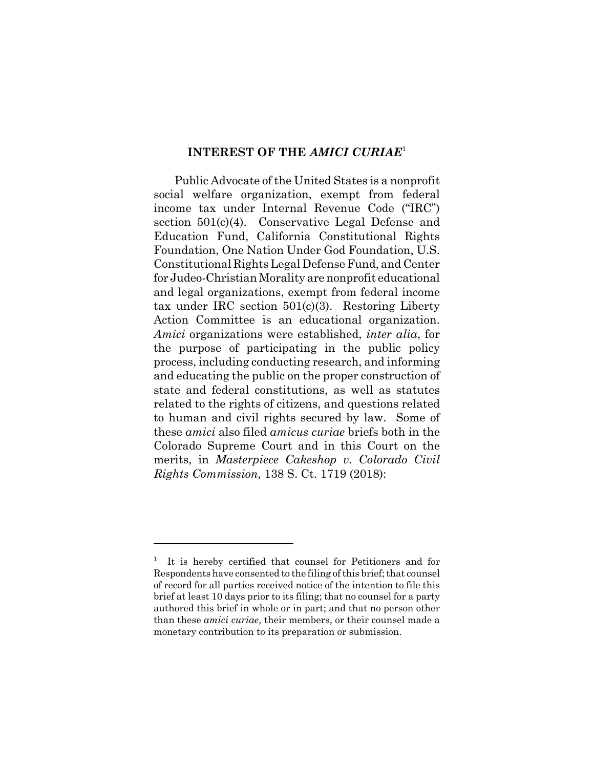## INTEREST OF THE *AMICI CURIAE*[1]

Public Advocate of the United States is a nonprofit social welfare organization, exempt from federal income tax under Internal Revenue Code ("IRC") section 501(c)(4). Conservative Legal Defense and Education Fund, California Constitutional Rights Foundation, One Nation Under God Foundation, U.S. Constitutional Rights Legal Defense Fund, and Center for Judeo-Christian Morality are nonprofit educational and legal organizations, exempt from federal income tax under IRC section 501(c)(3). Restoring Liberty Action Committee is an educational organization. *Amici* organizations were established, *inter alia*, for the purpose of participating in the public policy process, including conducting research, and informing and educating the public on the proper construction of state and federal constitutions, as well as statutes related to the rights of citizens, and questions related to human and civil rights secured by law. Some of these *amici* also filed *amicus curiae* briefs both in the Colorado Supreme Court and in this Court on the merits, in *Masterpiece Cakeshop v. Colorado Civil Rights Commission,* 138 S. Ct. 1719 (2018):

---

[1] It is hereby certified that counsel for Petitioners and for Respondents have consented to the filing of this brief; that counsel of record for all parties received notice of the intention to file this brief at least 10 days prior to its filing; that no counsel for a party authored this brief in whole or in part; and that no person other than these *amici curiae*, their members, or their counsel made a monetary contribution to its preparation or submission.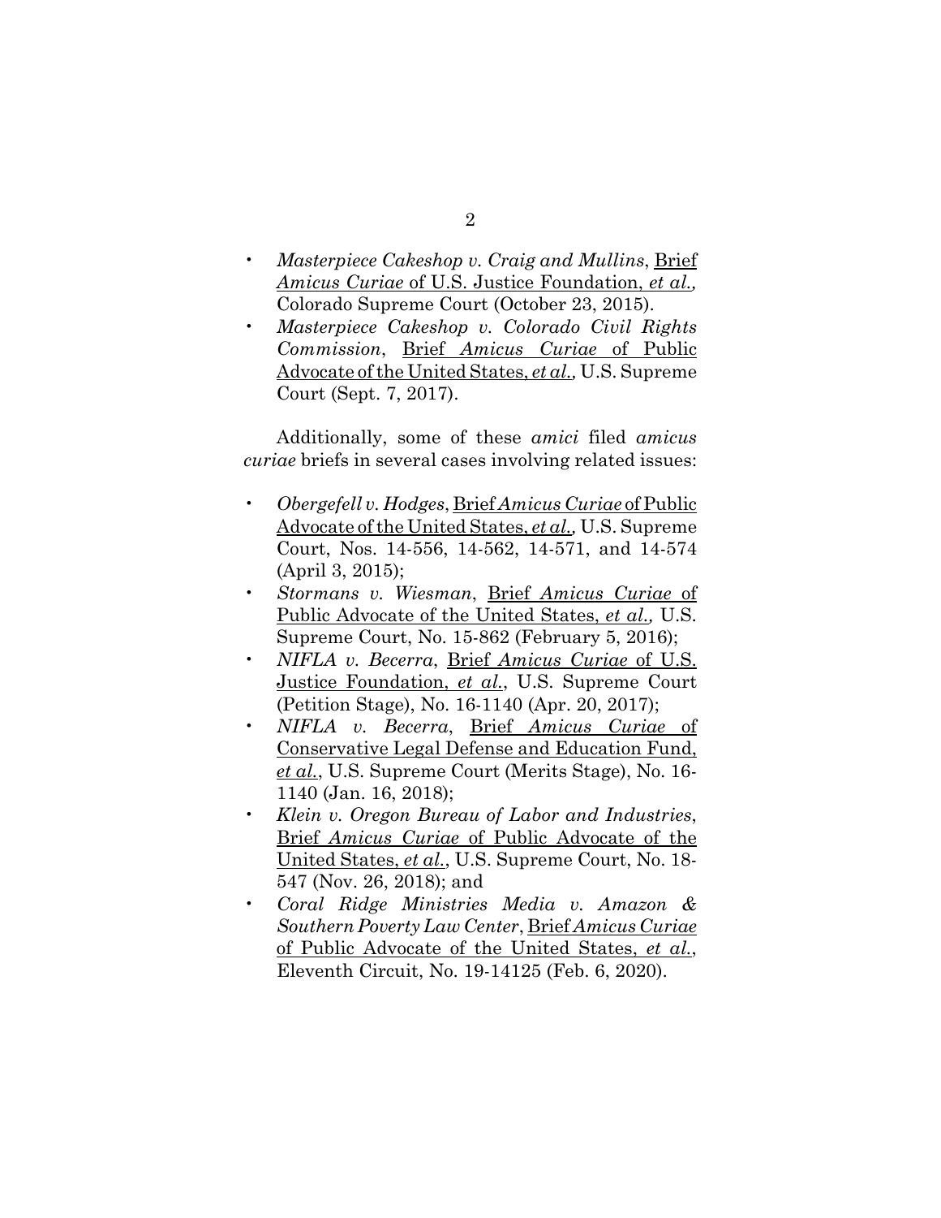- *Masterpiece Cakeshop v. Craig and Mullins*, Brief *Amicus Curiae* of U.S. Justice Foundation, *et al.,* Colorado Supreme Court (October 23, 2015).
- *Masterpiece Cakeshop v. Colorado Civil Rights Commission*, Brief *Amicus Curiae* of Public Advocate of the United States, *et al.,* U.S. Supreme Court (Sept. 7, 2017).

Additionally, some of these *amici* filed *amicus curiae* briefs in several cases involving related issues:

- *Obergefell v. Hodges*, Brief *Amicus Curiae* of Public Advocate of the United States, *et al.,* U.S. Supreme Court, Nos. 14-556, 14-562, 14-571, and 14-574 (April 3, 2015);
- *Stormans v. Wiesman*, Brief *Amicus Curiae* of Public Advocate of the United States, *et al.,* U.S. Supreme Court, No. 15-862 (February 5, 2016);
- *NIFLA v. Becerra*, Brief *Amicus Curiae* of U.S. Justice Foundation, *et al.*, U.S. Supreme Court (Petition Stage), No. 16-1140 (Apr. 20, 2017);
- *NIFLA v. Becerra*, Brief *Amicus Curiae* of Conservative Legal Defense and Education Fund, *et al.*, U.S. Supreme Court (Merits Stage), No. 16-1140 (Jan. 16, 2018);
- *Klein v. Oregon Bureau of Labor and Industries*, Brief *Amicus Curiae* of Public Advocate of the United States, *et al.*, U.S. Supreme Court, No. 18-547 (Nov. 26, 2018); and
- *Coral Ridge Ministries Media v. Amazon & Southern Poverty Law Center*, Brief *Amicus Curiae* of Public Advocate of the United States, *et al.*, Eleventh Circuit, No. 19-14125 (Feb. 6, 2020).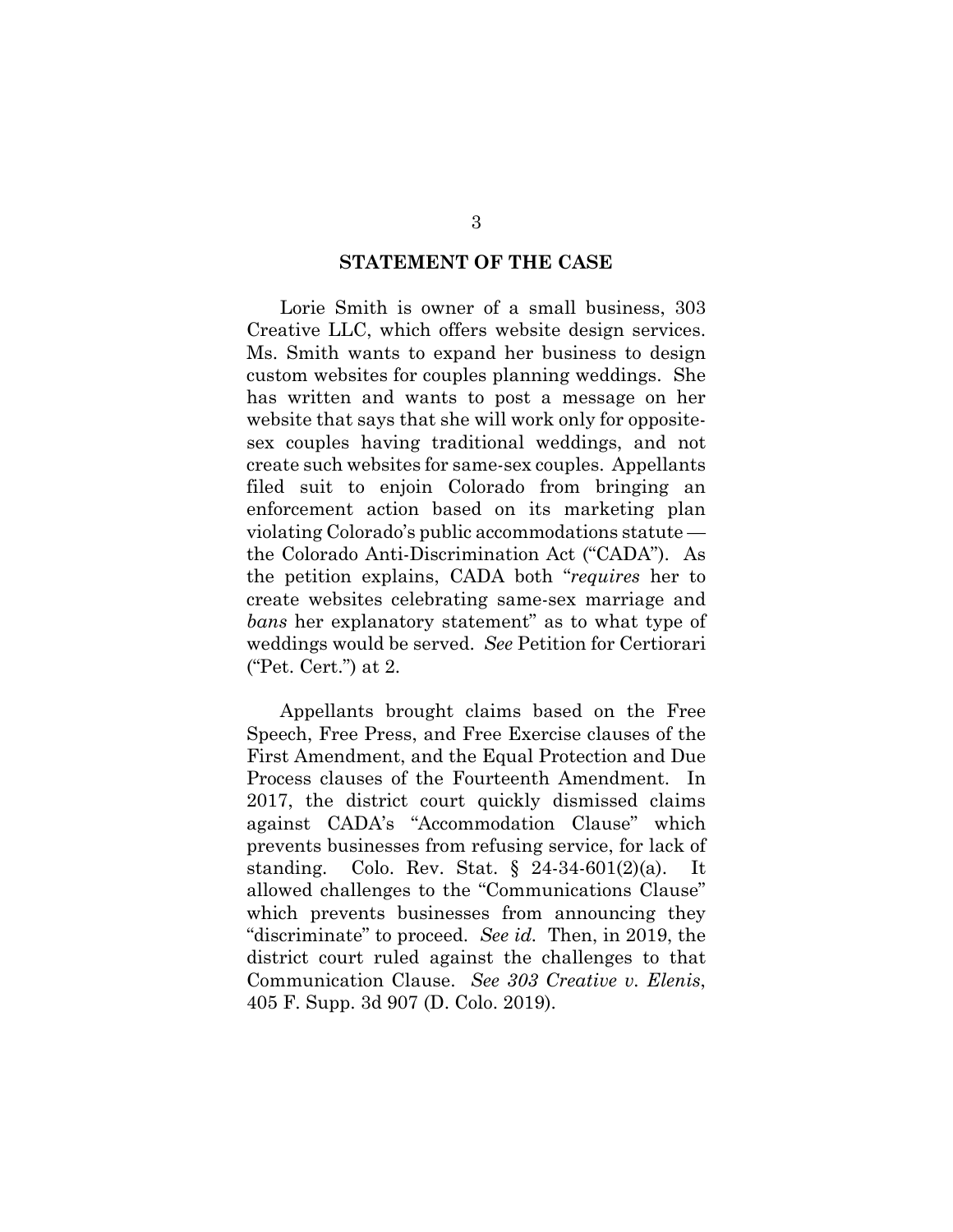## STATEMENT OF THE CASE

Lorie Smith is owner of a small business, 303 Creative LLC, which offers website design services. Ms. Smith wants to expand her business to design custom websites for couples planning weddings. She has written and wants to post a message on her website that says that she will work only for opposite-sex couples having traditional weddings, and not create such websites for same-sex couples. Appellants filed suit to enjoin Colorado from bringing an enforcement action based on its marketing plan violating Colorado's public accommodations statute — the Colorado Anti-Discrimination Act ("CADA"). As the petition explains, CADA both "*requires* her to create websites celebrating same-sex marriage and *bans* her explanatory statement" as to what type of weddings would be served. *See* Petition for Certiorari ("Pet. Cert.") at 2.

Appellants brought claims based on the Free Speech, Free Press, and Free Exercise clauses of the First Amendment, and the Equal Protection and Due Process clauses of the Fourteenth Amendment. In 2017, the district court quickly dismissed claims against CADA's "Accommodation Clause" which prevents businesses from refusing service, for lack of standing. Colo. Rev. Stat. § 24-34-601(2)(a). It allowed challenges to the "Communications Clause" which prevents businesses from announcing they "discriminate" to proceed. *See id.* Then, in 2019, the district court ruled against the challenges to that Communication Clause. *See 303 Creative v. Elenis*, 405 F. Supp. 3d 907 (D. Colo. 2019).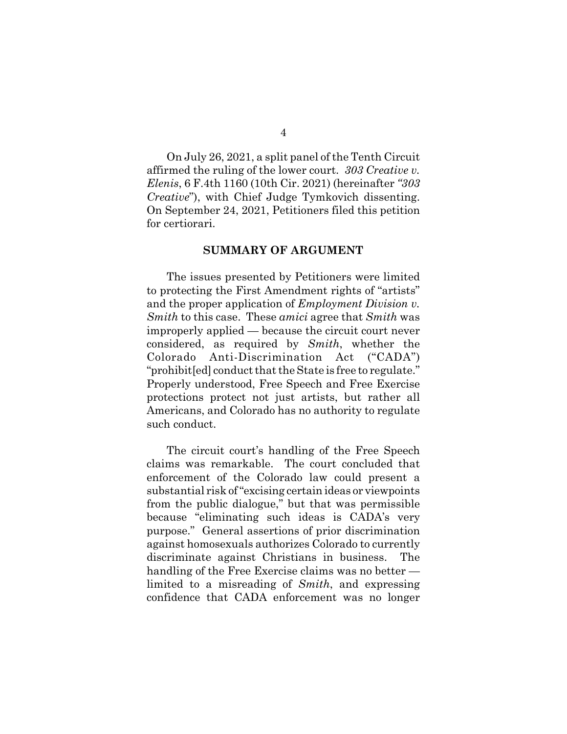On July 26, 2021, a split panel of the Tenth Circuit affirmed the ruling of the lower court. *303 Creative v. Elenis*, 6 F.4th 1160 (10th Cir. 2021) (hereinafter *"303 Creative*"), with Chief Judge Tymkovich dissenting. On September 24, 2021, Petitioners filed this petition for certiorari.

## SUMMARY OF ARGUMENT

The issues presented by Petitioners were limited to protecting the First Amendment rights of "artists" and the proper application of *Employment Division v. Smith* to this case. These *amici* agree that *Smith* was improperly applied — because the circuit court never considered, as required by *Smith*, whether the Colorado Anti-Discrimination Act ("CADA") "prohibit[ed] conduct that the State is free to regulate." Properly understood, Free Speech and Free Exercise protections protect not just artists, but rather all Americans, and Colorado has no authority to regulate such conduct.

The circuit court's handling of the Free Speech claims was remarkable. The court concluded that enforcement of the Colorado law could present a substantial risk of "excising certain ideas or viewpoints from the public dialogue," but that was permissible because "eliminating such ideas is CADA's very purpose." General assertions of prior discrimination against homosexuals authorizes Colorado to currently discriminate against Christians in business. The handling of the Free Exercise claims was no better — limited to a misreading of *Smith*, and expressing confidence that CADA enforcement was no longer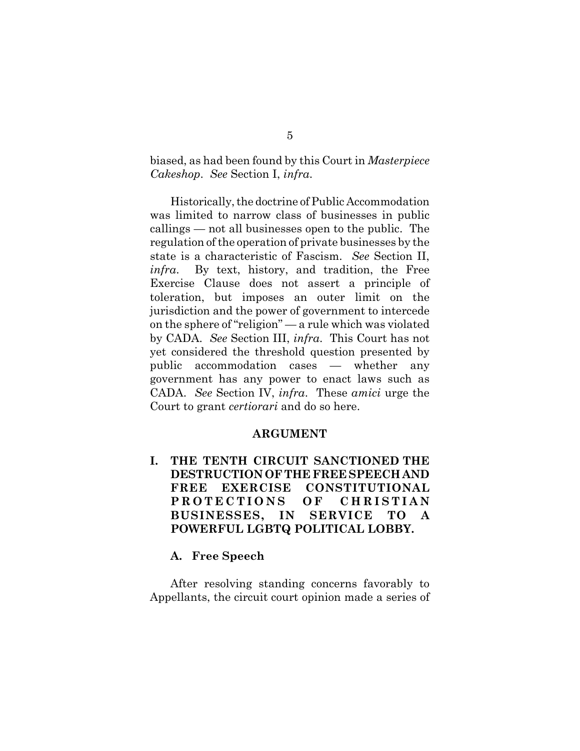biased, as had been found by this Court in *Masterpiece Cakeshop*. *See* Section I, *infra*.

Historically, the doctrine of Public Accommodation was limited to narrow class of businesses in public callings — not all businesses open to the public. The regulation of the operation of private businesses by the state is a characteristic of Fascism. *See* Section II, *infra*. By text, history, and tradition, the Free Exercise Clause does not assert a principle of toleration, but imposes an outer limit on the jurisdiction and the power of government to intercede on the sphere of "religion" — a rule which was violated by CADA. *See* Section III, *infra*. This Court has not yet considered the threshold question presented by public accommodation cases — whether any government has any power to enact laws such as CADA. *See* Section IV, *infra*. These *amici* urge the Court to grant *certiorari* and do so here.

## ARGUMENT

### I. THE TENTH CIRCUIT SANCTIONED THE DESTRUCTION OF THE FREE SPEECH AND FREE EXERCISE CONSTITUTIONAL PROTECTIONS OF CHRISTIAN BUSINESSES, IN SERVICE TO A POWERFUL LGBTQ POLITICAL LOBBY.

#### A. Free Speech

After resolving standing concerns favorably to Appellants, the circuit court opinion made a series of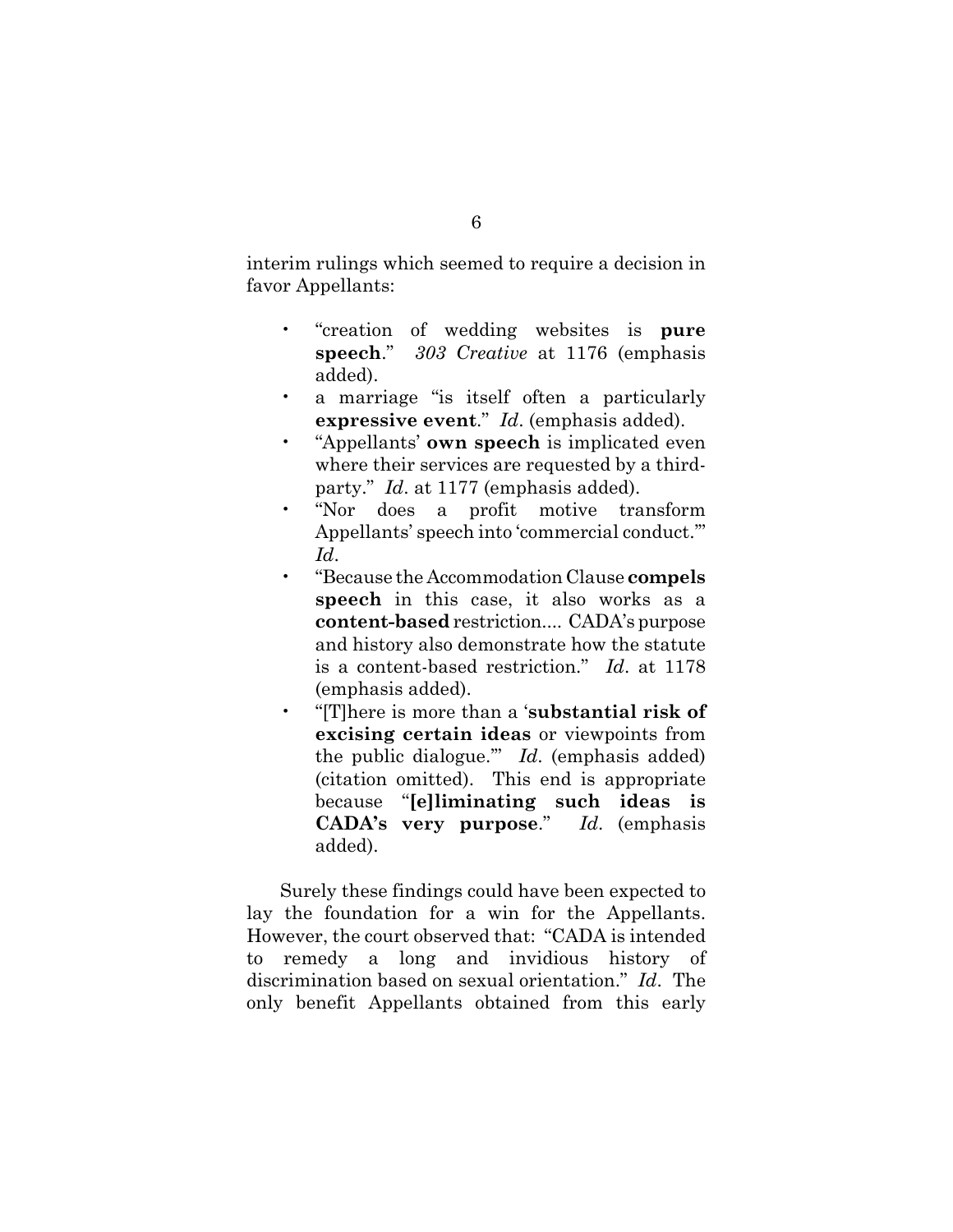interim rulings which seemed to require a decision in favor Appellants:

- "creation of wedding websites is **pure speech**." *303 Creative* at 1176 (emphasis added).
- a marriage "is itself often a particularly **expressive event**." *Id*. (emphasis added).
- "Appellants' **own speech** is implicated even where their services are requested by a third-party." *Id*. at 1177 (emphasis added).
- "Nor does a profit motive transform Appellants' speech into 'commercial conduct.'" *Id*.
- "Because the Accommodation Clause **compels speech** in this case, it also works as a **content-based** restriction.... CADA's purpose and history also demonstrate how the statute is a content-based restriction." *Id*. at 1178 (emphasis added).
- "[T]here is more than a '**substantial risk of excising certain ideas** or viewpoints from the public dialogue.'" *Id*. (emphasis added) (citation omitted). This end is appropriate because "**[e]liminating such ideas is CADA's very purpose**." *Id*. (emphasis added).

Surely these findings could have been expected to lay the foundation for a win for the Appellants. However, the court observed that: "CADA is intended to remedy a long and invidious history of discrimination based on sexual orientation." *Id*. The only benefit Appellants obtained from this early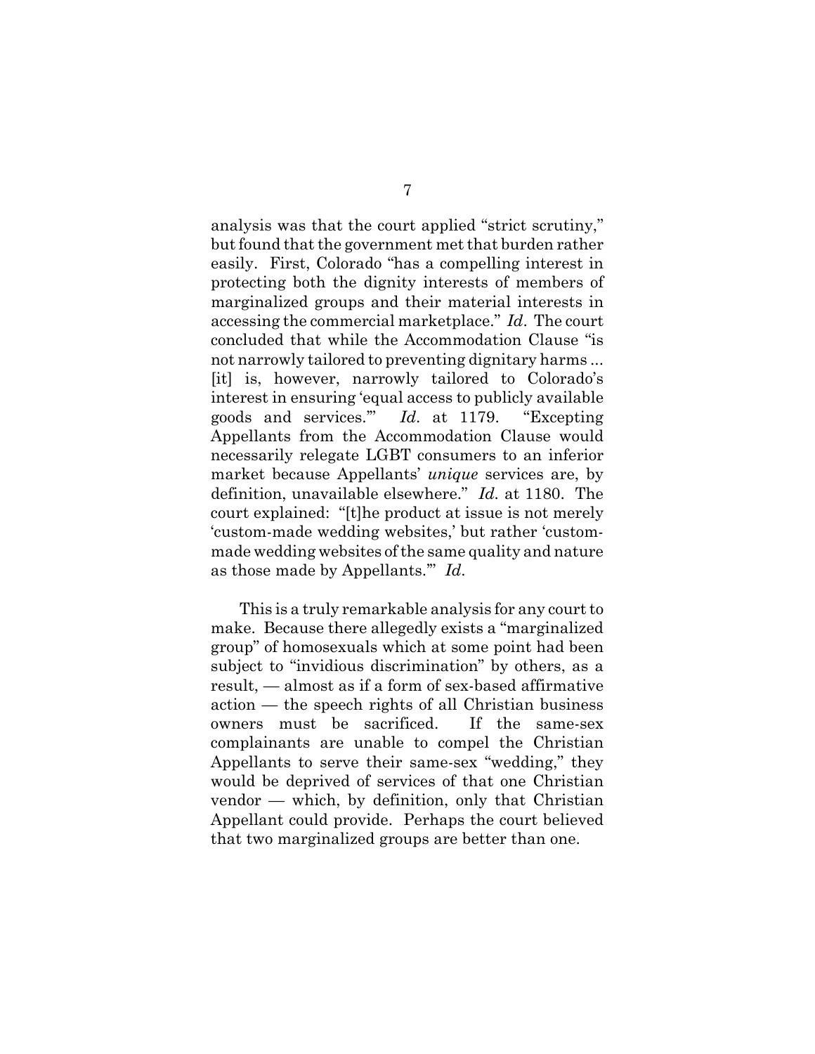analysis was that the court applied "strict scrutiny," but found that the government met that burden rather easily. First, Colorado "has a compelling interest in protecting both the dignity interests of members of marginalized groups and their material interests in accessing the commercial marketplace." *Id*. The court concluded that while the Accommodation Clause "is not narrowly tailored to preventing dignitary harms ... [it] is, however, narrowly tailored to Colorado's interest in ensuring 'equal access to publicly available goods and services.'" *Id*. at 1179. "Excepting Appellants from the Accommodation Clause would necessarily relegate LGBT consumers to an inferior market because Appellants' *unique* services are, by definition, unavailable elsewhere." *Id.* at 1180. The court explained: "[t]he product at issue is not merely 'custom-made wedding websites,' but rather 'custom-made wedding websites of the same quality and nature as those made by Appellants.'" *Id*.

This is a truly remarkable analysis for any court to make. Because there allegedly exists a "marginalized group" of homosexuals which at some point had been subject to "invidious discrimination" by others, as a result, — almost as if a form of sex-based affirmative action — the speech rights of all Christian business owners must be sacrificed. If the same-sex complainants are unable to compel the Christian Appellants to serve their same-sex "wedding," they would be deprived of services of that one Christian vendor — which, by definition, only that Christian Appellant could provide. Perhaps the court believed that two marginalized groups are better than one.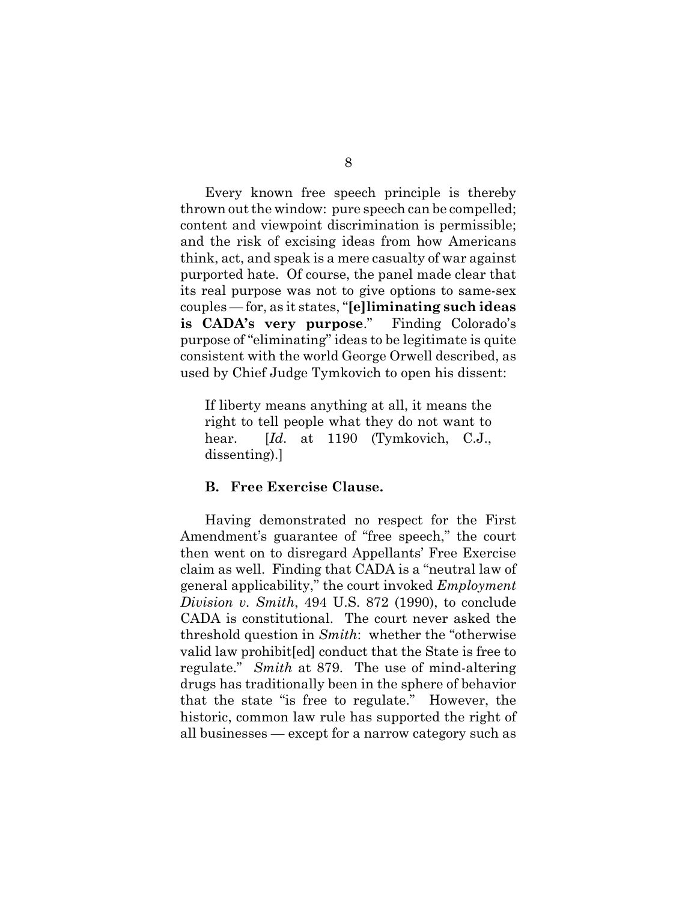Every known free speech principle is thereby thrown out the window: pure speech can be compelled; content and viewpoint discrimination is permissible; and the risk of excising ideas from how Americans think, act, and speak is a mere casualty of war against purported hate. Of course, the panel made clear that its real purpose was not to give options to same-sex couples — for, as it states, "**[e]liminating such ideas is CADA's very purpose**." Finding Colorado's purpose of "eliminating" ideas to be legitimate is quite consistent with the world George Orwell described, as used by Chief Judge Tymkovich to open his dissent:

> If liberty means anything at all, it means the right to tell people what they do not want to hear. [*Id.* at 1190 (Tymkovich, C.J., dissenting).]

### B. Free Exercise Clause.

Having demonstrated no respect for the First Amendment's guarantee of "free speech," the court then went on to disregard Appellants' Free Exercise claim as well. Finding that CADA is a "neutral law of general applicability," the court invoked *Employment Division v. Smith*, 494 U.S. 872 (1990), to conclude CADA is constitutional. The court never asked the threshold question in *Smith*: whether the "otherwise valid law prohibit[ed] conduct that the State is free to regulate." *Smith* at 879. The use of mind-altering drugs has traditionally been in the sphere of behavior that the state "is free to regulate." However, the historic, common law rule has supported the right of all businesses — except for a narrow category such as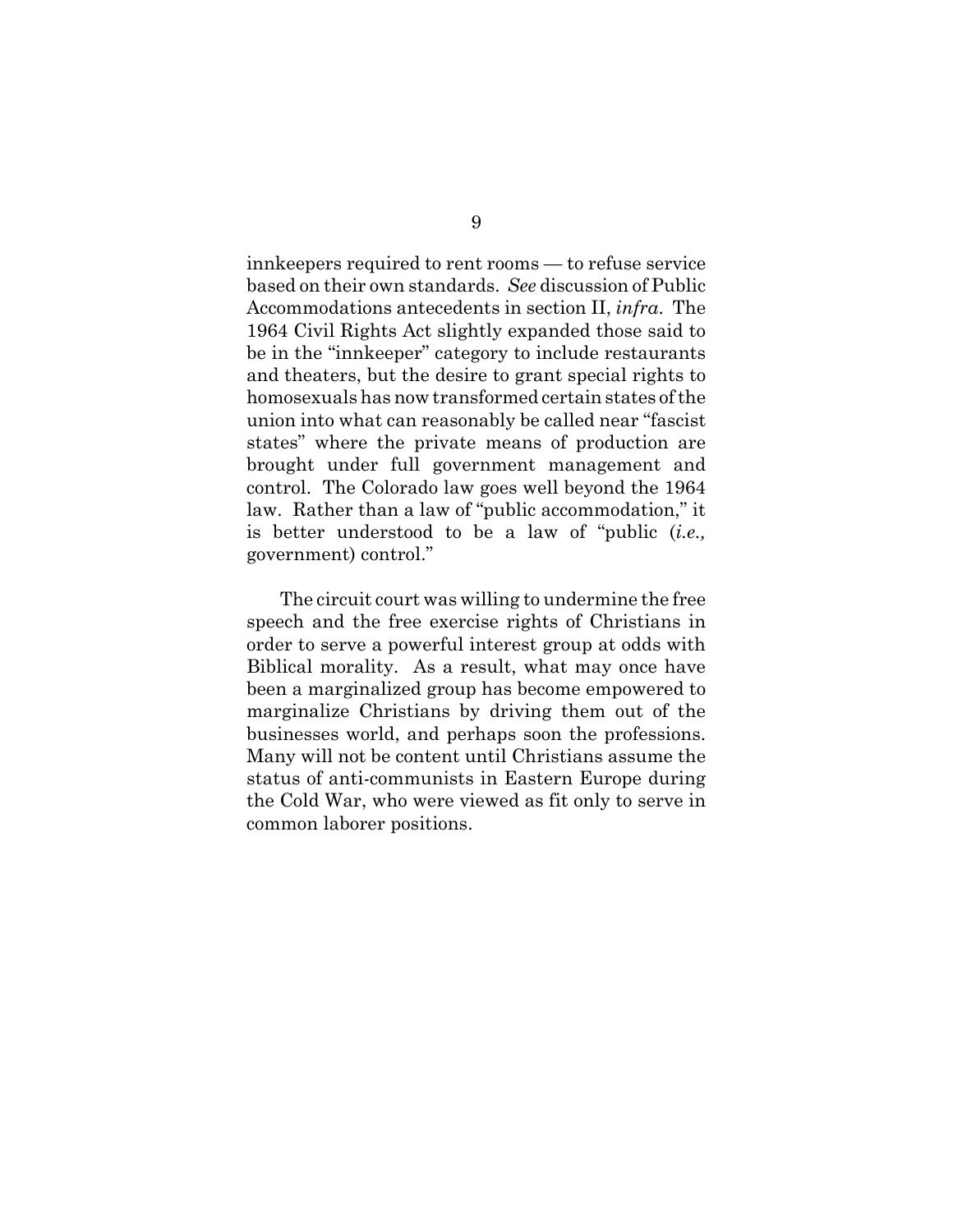innkeepers required to rent rooms — to refuse service based on their own standards. *See* discussion of Public Accommodations antecedents in section II, *infra*. The 1964 Civil Rights Act slightly expanded those said to be in the "innkeeper" category to include restaurants and theaters, but the desire to grant special rights to homosexuals has now transformed certain states of the union into what can reasonably be called near "fascist states" where the private means of production are brought under full government management and control. The Colorado law goes well beyond the 1964 law. Rather than a law of "public accommodation," it is better understood to be a law of "public (*i.e.,* government) control."

The circuit court was willing to undermine the free speech and the free exercise rights of Christians in order to serve a powerful interest group at odds with Biblical morality. As a result, what may once have been a marginalized group has become empowered to marginalize Christians by driving them out of the businesses world, and perhaps soon the professions. Many will not be content until Christians assume the status of anti-communists in Eastern Europe during the Cold War, who were viewed as fit only to serve in common laborer positions.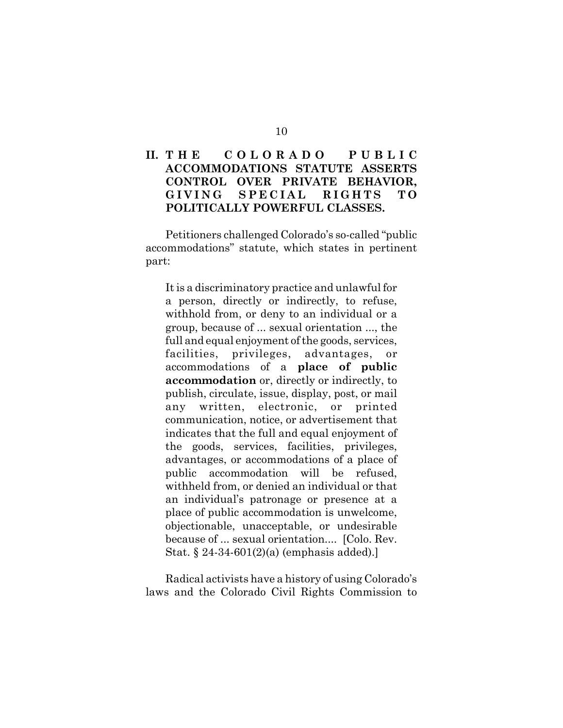## II. THE COLORADO PUBLIC ACCOMMODATIONS STATUTE ASSERTS CONTROL OVER PRIVATE BEHAVIOR, GIVING SPECIAL RIGHTS TO POLITICALLY POWERFUL CLASSES.

Petitioners challenged Colorado's so-called "public accommodations" statute, which states in pertinent part:

> It is a discriminatory practice and unlawful for a person, directly or indirectly, to refuse, withhold from, or deny to an individual or a group, because of ... sexual orientation ..., the full and equal enjoyment of the goods, services, facilities, privileges, advantages, or accommodations of a **place of public accommodation** or, directly or indirectly, to publish, circulate, issue, display, post, or mail any written, electronic, or printed communication, notice, or advertisement that indicates that the full and equal enjoyment of the goods, services, facilities, privileges, advantages, or accommodations of a place of public accommodation will be refused, withheld from, or denied an individual or that an individual's patronage or presence at a place of public accommodation is unwelcome, objectionable, unacceptable, or undesirable because of ... sexual orientation.... [Colo. Rev. Stat. § 24-34-601(2)(a) (emphasis added).]

Radical activists have a history of using Colorado's laws and the Colorado Civil Rights Commission to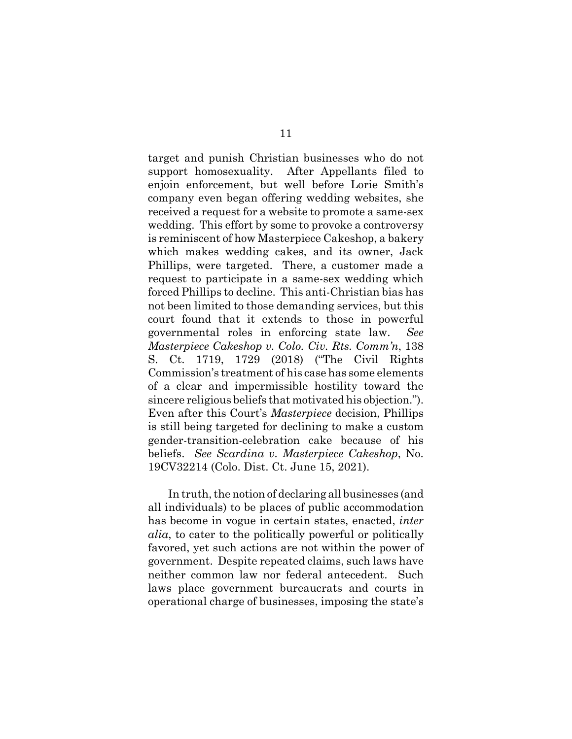target and punish Christian businesses who do not support homosexuality. After Appellants filed to enjoin enforcement, but well before Lorie Smith's company even began offering wedding websites, she received a request for a website to promote a same-sex wedding. This effort by some to provoke a controversy is reminiscent of how Masterpiece Cakeshop, a bakery which makes wedding cakes, and its owner, Jack Phillips, were targeted. There, a customer made a request to participate in a same-sex wedding which forced Phillips to decline. This anti-Christian bias has not been limited to those demanding services, but this court found that it extends to those in powerful governmental roles in enforcing state law. *See Masterpiece Cakeshop v. Colo. Civ. Rts. Comm'n*, 138 S. Ct. 1719, 1729 (2018) ("The Civil Rights Commission's treatment of his case has some elements of a clear and impermissible hostility toward the sincere religious beliefs that motivated his objection."). Even after this Court's *Masterpiece* decision, Phillips is still being targeted for declining to make a custom gender-transition-celebration cake because of his beliefs. *See Scardina v. Masterpiece Cakeshop*, No. 19CV32214 (Colo. Dist. Ct. June 15, 2021).

In truth, the notion of declaring all businesses (and all individuals) to be places of public accommodation has become in vogue in certain states, enacted, *inter alia*, to cater to the politically powerful or politically favored, yet such actions are not within the power of government. Despite repeated claims, such laws have neither common law nor federal antecedent. Such laws place government bureaucrats and courts in operational charge of businesses, imposing the state's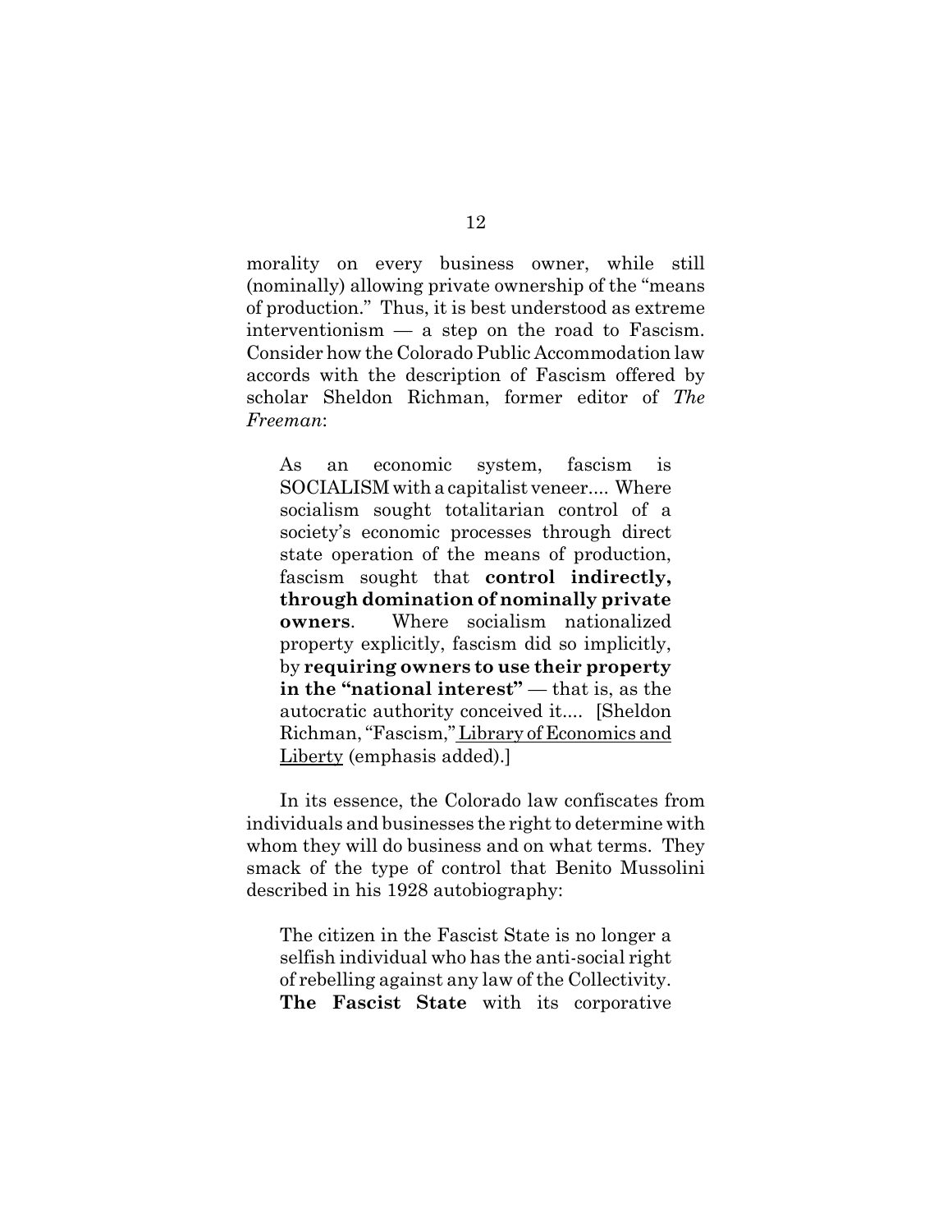morality on every business owner, while still (nominally) allowing private ownership of the "means of production." Thus, it is best understood as extreme interventionism — a step on the road to Fascism. Consider how the Colorado Public Accommodation law accords with the description of Fascism offered by scholar Sheldon Richman, former editor of *The Freeman*:

> As an economic system, fascism is SOCIALISM with a capitalist veneer.... Where socialism sought totalitarian control of a society's economic processes through direct state operation of the means of production, fascism sought that **control indirectly, through domination of nominally private owners**. Where socialism nationalized property explicitly, fascism did so implicitly, by **requiring owners to use their property in the "national interest"** — that is, as the autocratic authority conceived it.... [Sheldon Richman, "Fascism," Library of Economics and Liberty (emphasis added).]

In its essence, the Colorado law confiscates from individuals and businesses the right to determine with whom they will do business and on what terms. They smack of the type of control that Benito Mussolini described in his 1928 autobiography:

> The citizen in the Fascist State is no longer a selfish individual who has the anti-social right of rebelling against any law of the Collectivity. **The Fascist State** with its corporative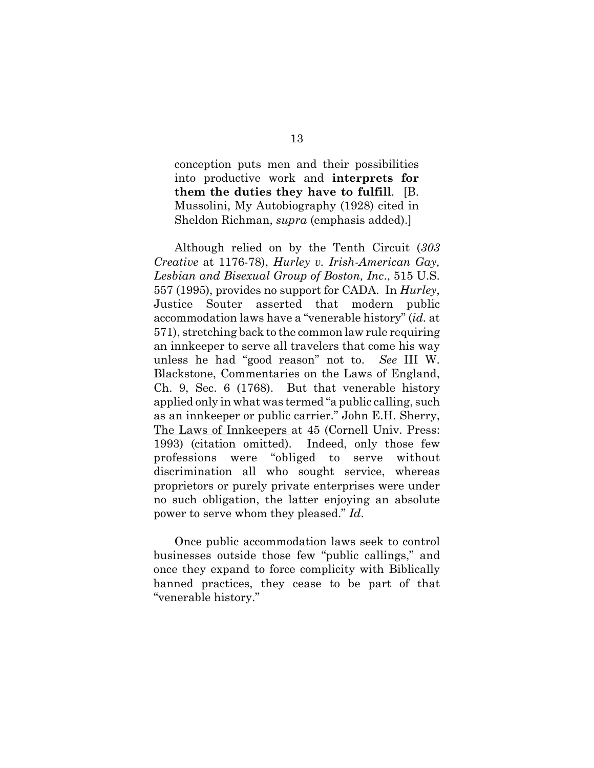> conception puts men and their possibilities into productive work and **interprets for them the duties they have to fulfill**. [B. Mussolini, My Autobiography (1928) cited in Sheldon Richman, *supra* (emphasis added).]

Although relied on by the Tenth Circuit (*303 Creative* at 1176-78), *Hurley v. Irish-American Gay, Lesbian and Bisexual Group of Boston, Inc*., 515 U.S. 557 (1995), provides no support for CADA. In *Hurley*, Justice Souter asserted that modern public accommodation laws have a "venerable history" (*id.* at 571), stretching back to the common law rule requiring an innkeeper to serve all travelers that come his way unless he had "good reason" not to. *See* III W. Blackstone, Commentaries on the Laws of England, Ch. 9, Sec. 6 (1768). But that venerable history applied only in what was termed "a public calling, such as an innkeeper or public carrier." John E.H. Sherry, <u>The Laws of Innkeepers</u> at 45 (Cornell Univ. Press: 1993) (citation omitted). Indeed, only those few professions were "obliged to serve without discrimination all who sought service, whereas proprietors or purely private enterprises were under no such obligation, the latter enjoying an absolute power to serve whom they pleased." *Id*.

Once public accommodation laws seek to control businesses outside those few "public callings," and once they expand to force complicity with Biblically banned practices, they cease to be part of that "venerable history."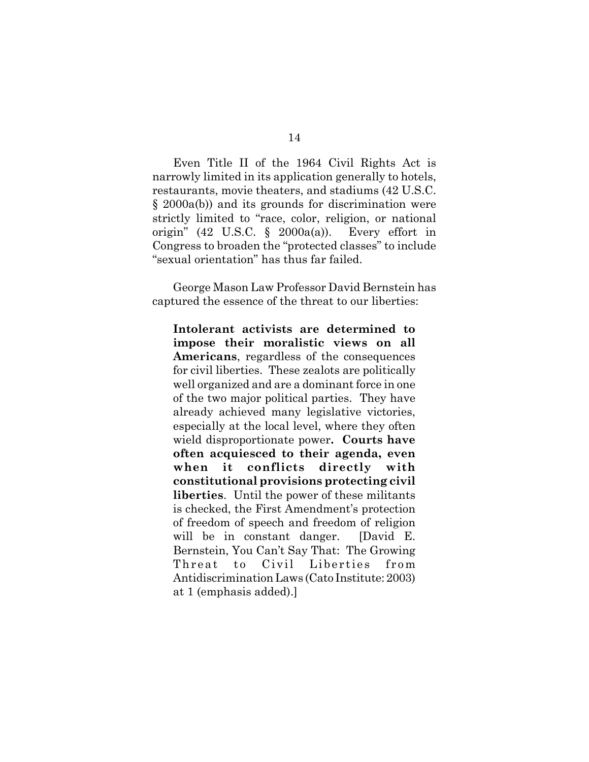Even Title II of the 1964 Civil Rights Act is narrowly limited in its application generally to hotels, restaurants, movie theaters, and stadiums (42 U.S.C. § 2000a(b)) and its grounds for discrimination were strictly limited to "race, color, religion, or national origin" (42 U.S.C. § 2000a(a)). Every effort in Congress to broaden the "protected classes" to include "sexual orientation" has thus far failed.

George Mason Law Professor David Bernstein has captured the essence of the threat to our liberties:

> **Intolerant activists are determined to impose their moralistic views on all Americans**, regardless of the consequences for civil liberties. These zealots are politically well organized and are a dominant force in one of the two major political parties. They have already achieved many legislative victories, especially at the local level, where they often wield disproportionate power**. Courts have often acquiesced to their agenda, even when it conflicts directly with constitutional provisions protecting civil liberties**. Until the power of these militants is checked, the First Amendment's protection of freedom of speech and freedom of religion will be in constant danger. [David E. Bernstein, You Can't Say That: The Growing Threat to Civil Liberties from Antidiscrimination Laws (Cato Institute: 2003) at 1 (emphasis added).]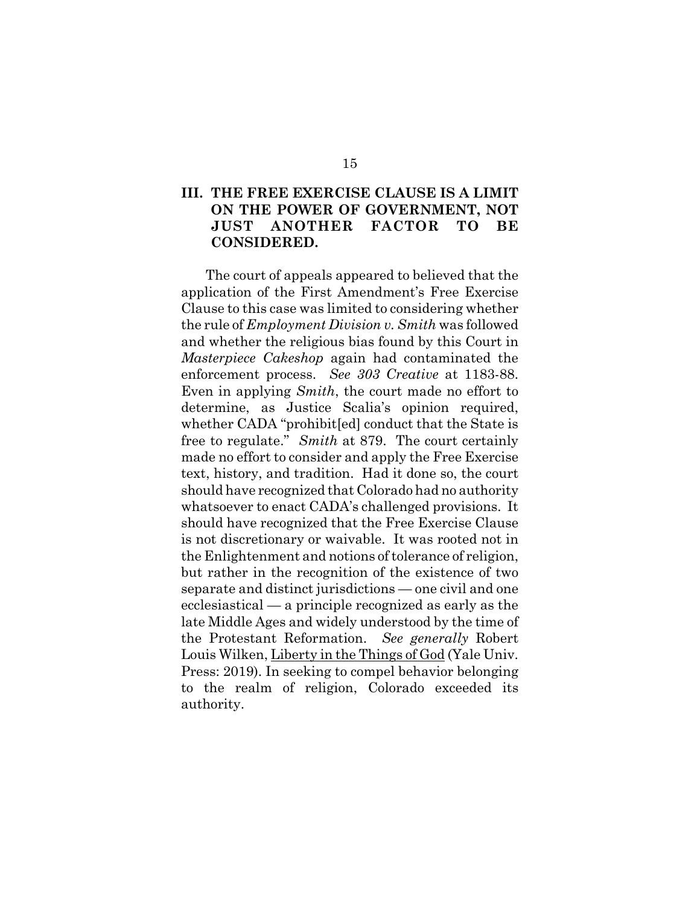## III. THE FREE EXERCISE CLAUSE IS A LIMIT ON THE POWER OF GOVERNMENT, NOT JUST ANOTHER FACTOR TO BE CONSIDERED.

The court of appeals appeared to believed that the application of the First Amendment's Free Exercise Clause to this case was limited to considering whether the rule of *Employment Division v. Smith* was followed and whether the religious bias found by this Court in *Masterpiece Cakeshop* again had contaminated the enforcement process. *See 303 Creative* at 1183-88. Even in applying *Smith*, the court made no effort to determine, as Justice Scalia's opinion required, whether CADA "prohibit[ed] conduct that the State is free to regulate." *Smith* at 879. The court certainly made no effort to consider and apply the Free Exercise text, history, and tradition. Had it done so, the court should have recognized that Colorado had no authority whatsoever to enact CADA's challenged provisions. It should have recognized that the Free Exercise Clause is not discretionary or waivable. It was rooted not in the Enlightenment and notions of tolerance of religion, but rather in the recognition of the existence of two separate and distinct jurisdictions — one civil and one ecclesiastical — a principle recognized as early as the late Middle Ages and widely understood by the time of the Protestant Reformation. *See generally* Robert Louis Wilken, Liberty in the Things of God (Yale Univ. Press: 2019). In seeking to compel behavior belonging to the realm of religion, Colorado exceeded its authority.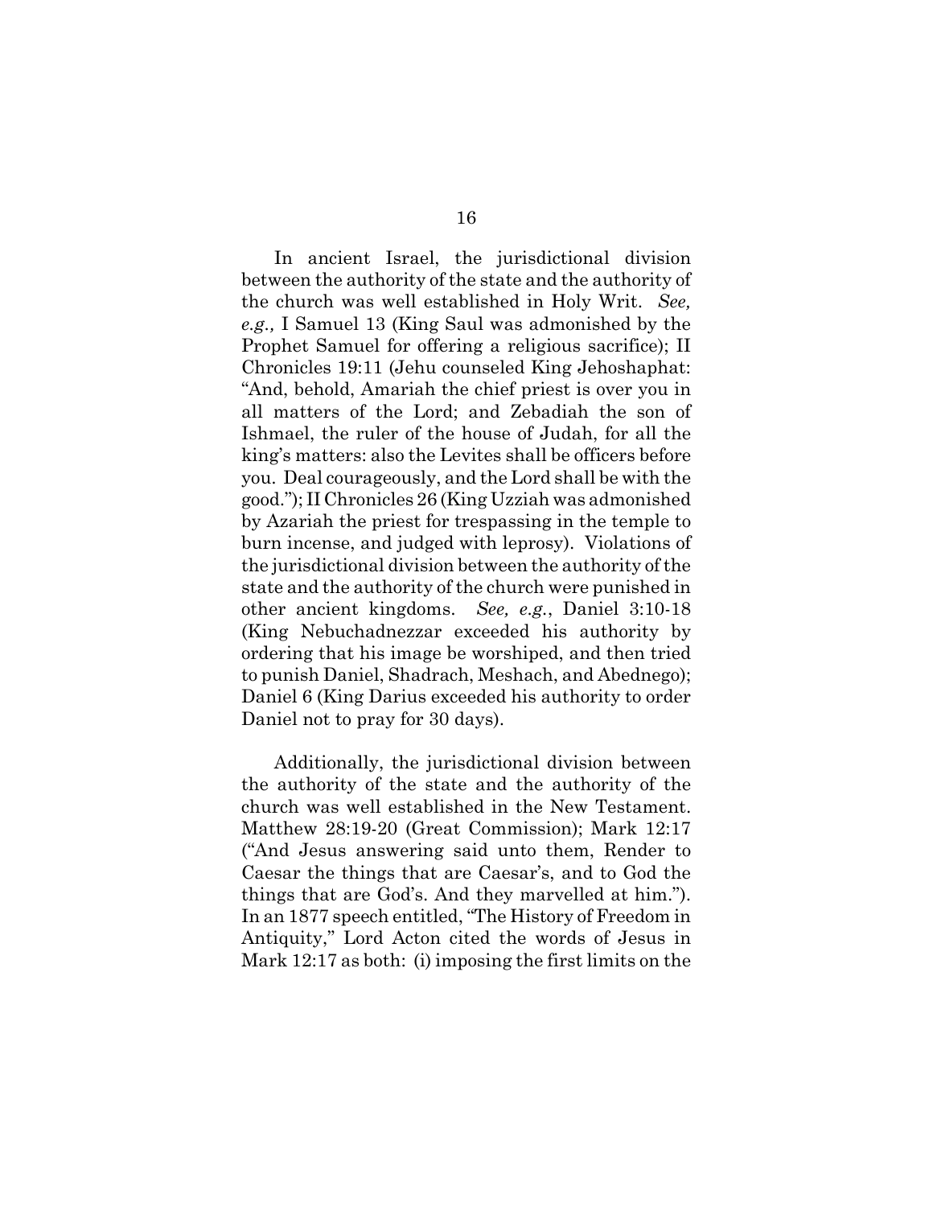In ancient Israel, the jurisdictional division between the authority of the state and the authority of the church was well established in Holy Writ. *See, e.g.,* I Samuel 13 (King Saul was admonished by the Prophet Samuel for offering a religious sacrifice); II Chronicles 19:11 (Jehu counseled King Jehoshaphat: "And, behold, Amariah the chief priest is over you in all matters of the Lord; and Zebadiah the son of Ishmael, the ruler of the house of Judah, for all the king's matters: also the Levites shall be officers before you. Deal courageously, and the Lord shall be with the good."); II Chronicles 26 (King Uzziah was admonished by Azariah the priest for trespassing in the temple to burn incense, and judged with leprosy). Violations of the jurisdictional division between the authority of the state and the authority of the church were punished in other ancient kingdoms. *See, e.g.*, Daniel 3:10-18 (King Nebuchadnezzar exceeded his authority by ordering that his image be worshiped, and then tried to punish Daniel, Shadrach, Meshach, and Abednego); Daniel 6 (King Darius exceeded his authority to order Daniel not to pray for 30 days).

Additionally, the jurisdictional division between the authority of the state and the authority of the church was well established in the New Testament. Matthew 28:19-20 (Great Commission); Mark 12:17 ("And Jesus answering said unto them, Render to Caesar the things that are Caesar's, and to God the things that are God's. And they marvelled at him."). In an 1877 speech entitled, "The History of Freedom in Antiquity," Lord Acton cited the words of Jesus in Mark 12:17 as both: (i) imposing the first limits on the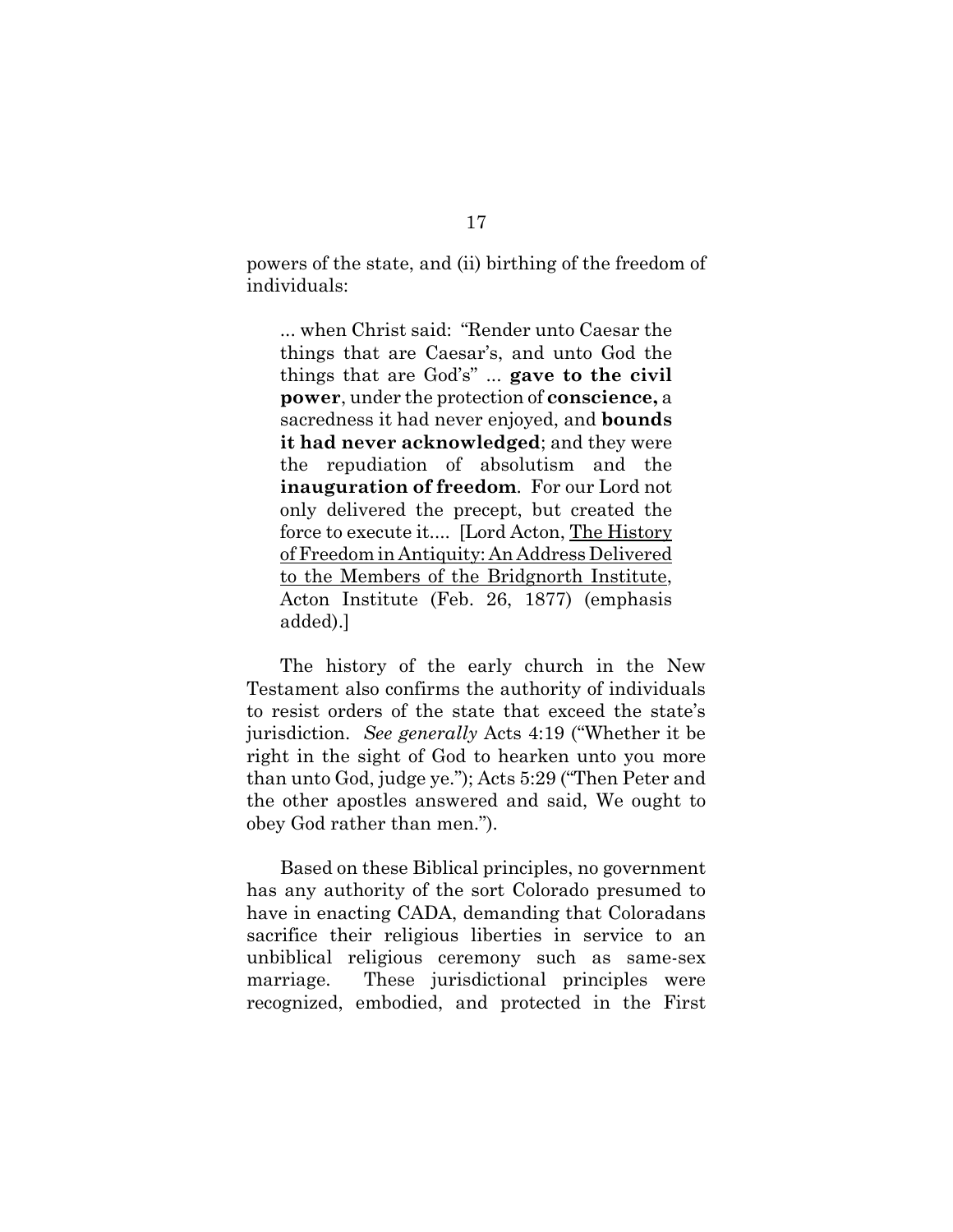powers of the state, and (ii) birthing of the freedom of individuals:

> ... when Christ said: "Render unto Caesar the things that are Caesar's, and unto God the things that are God's" ... **gave to the civil power**, under the protection of **conscience,** a sacredness it had never enjoyed, and **bounds it had never acknowledged**; and they were the repudiation of absolutism and the **inauguration of freedom**. For our Lord not only delivered the precept, but created the force to execute it.... [Lord Acton, The History of Freedom in Antiquity: An Address Delivered to the Members of the Bridgnorth Institute, Acton Institute (Feb. 26, 1877) (emphasis added).]

The history of the early church in the New Testament also confirms the authority of individuals to resist orders of the state that exceed the state's jurisdiction. *See generally* Acts 4:19 ("Whether it be right in the sight of God to hearken unto you more than unto God, judge ye."); Acts 5:29 ("Then Peter and the other apostles answered and said, We ought to obey God rather than men.").

Based on these Biblical principles, no government has any authority of the sort Colorado presumed to have in enacting CADA, demanding that Coloradans sacrifice their religious liberties in service to an unbiblical religious ceremony such as same-sex marriage. These jurisdictional principles were recognized, embodied, and protected in the First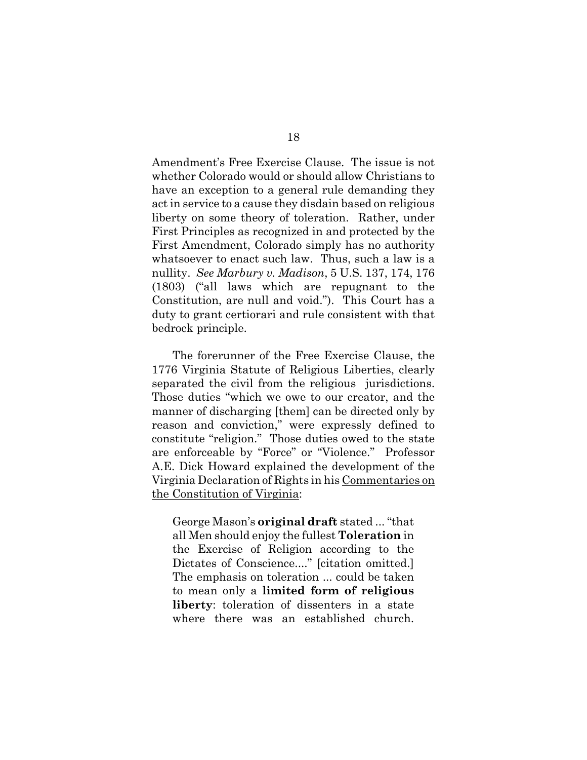Amendment's Free Exercise Clause. The issue is not whether Colorado would or should allow Christians to have an exception to a general rule demanding they act in service to a cause they disdain based on religious liberty on some theory of toleration. Rather, under First Principles as recognized in and protected by the First Amendment, Colorado simply has no authority whatsoever to enact such law. Thus, such a law is a nullity. *See Marbury v. Madison*, 5 U.S. 137, 174, 176 (1803) ("all laws which are repugnant to the Constitution, are null and void."). This Court has a duty to grant certiorari and rule consistent with that bedrock principle.

The forerunner of the Free Exercise Clause, the 1776 Virginia Statute of Religious Liberties, clearly separated the civil from the religious jurisdictions. Those duties "which we owe to our creator, and the manner of discharging [them] can be directed only by reason and conviction," were expressly defined to constitute "religion." Those duties owed to the state are enforceable by "Force" or "Violence." Professor A.E. Dick Howard explained the development of the Virginia Declaration of Rights in his Commentaries on the Constitution of Virginia:

> George Mason's **original draft** stated ... "that all Men should enjoy the fullest **Toleration** in the Exercise of Religion according to the Dictates of Conscience...." [citation omitted.] The emphasis on toleration ... could be taken to mean only a **limited form of religious liberty**: toleration of dissenters in a state where there was an established church.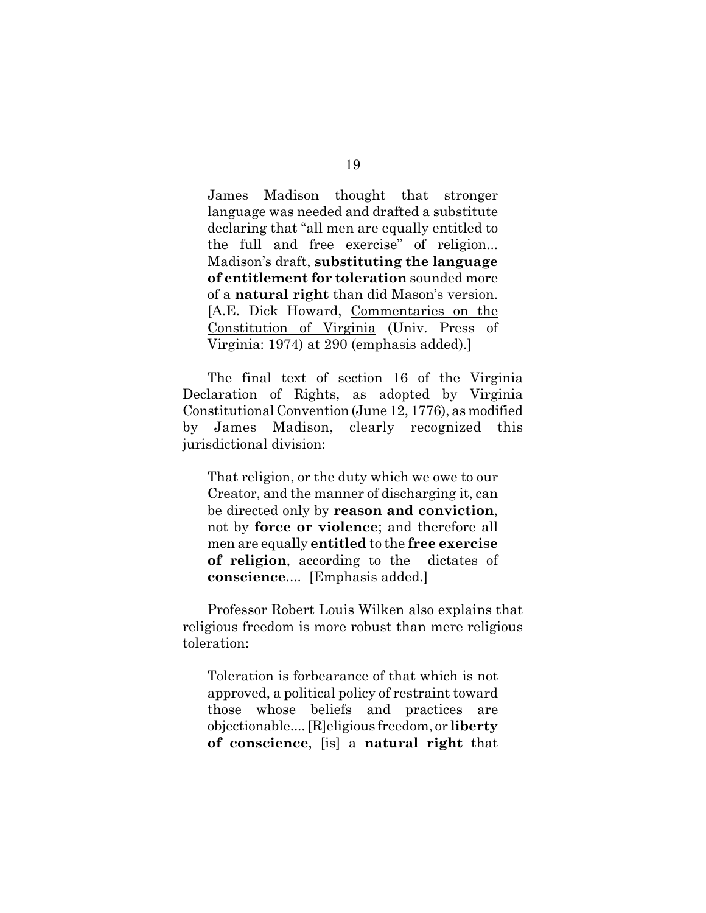> James Madison thought that stronger language was needed and drafted a substitute declaring that "all men are equally entitled to the full and free exercise" of religion... Madison's draft, **substituting the language of entitlement for toleration** sounded more of a **natural right** than did Mason's version. [A.E. Dick Howard, <u>Commentaries on the Constitution of Virginia</u> (Univ. Press of Virginia: 1974) at 290 (emphasis added).]

The final text of section 16 of the Virginia Declaration of Rights, as adopted by Virginia Constitutional Convention (June 12, 1776), as modified by James Madison, clearly recognized this jurisdictional division:

> That religion, or the duty which we owe to our Creator, and the manner of discharging it, can be directed only by **reason and conviction**, not by **force or violence**; and therefore all men are equally **entitled** to the **free exercise of religion**, according to the dictates of **conscience**.... [Emphasis added.]

Professor Robert Louis Wilken also explains that religious freedom is more robust than mere religious toleration:

> Toleration is forbearance of that which is not approved, a political policy of restraint toward those whose beliefs and practices are objectionable.... [R]eligious freedom, or **liberty of conscience**, [is] a **natural right** that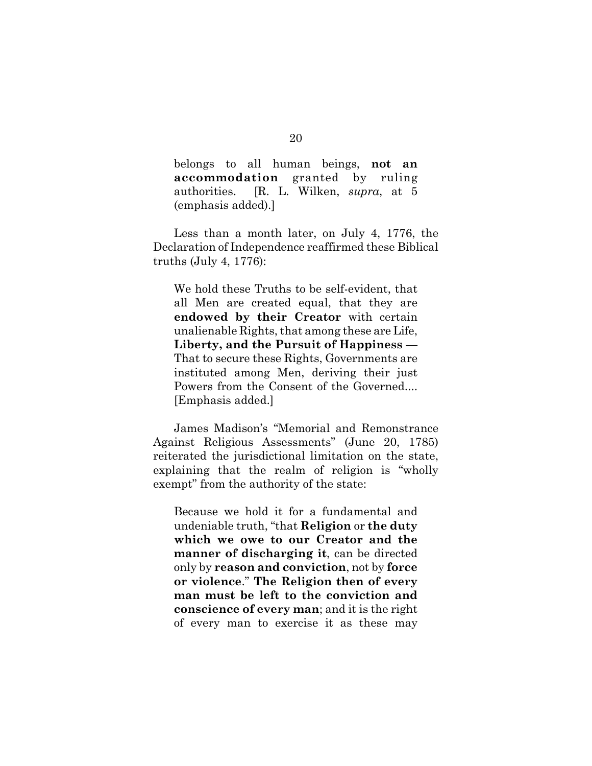> belongs to all human beings, **not an accommodation** granted by ruling authorities. [R. L. Wilken, *supra*, at 5 (emphasis added).]

Less than a month later, on July 4, 1776, the Declaration of Independence reaffirmed these Biblical truths (July 4, 1776):

> We hold these Truths to be self-evident, that all Men are created equal, that they are **endowed by their Creator** with certain unalienable Rights, that among these are Life, **Liberty, and the Pursuit of Happiness** — That to secure these Rights, Governments are instituted among Men, deriving their just Powers from the Consent of the Governed.... [Emphasis added.]

James Madison's "Memorial and Remonstrance Against Religious Assessments" (June 20, 1785) reiterated the jurisdictional limitation on the state, explaining that the realm of religion is "wholly exempt" from the authority of the state:

> Because we hold it for a fundamental and undeniable truth, "that **Religion** or **the duty which we owe to our Creator and the manner of discharging it**, can be directed only by **reason and conviction**, not by **force or violence**." **The Religion then of every man must be left to the conviction and conscience of every man**; and it is the right of every man to exercise it as these may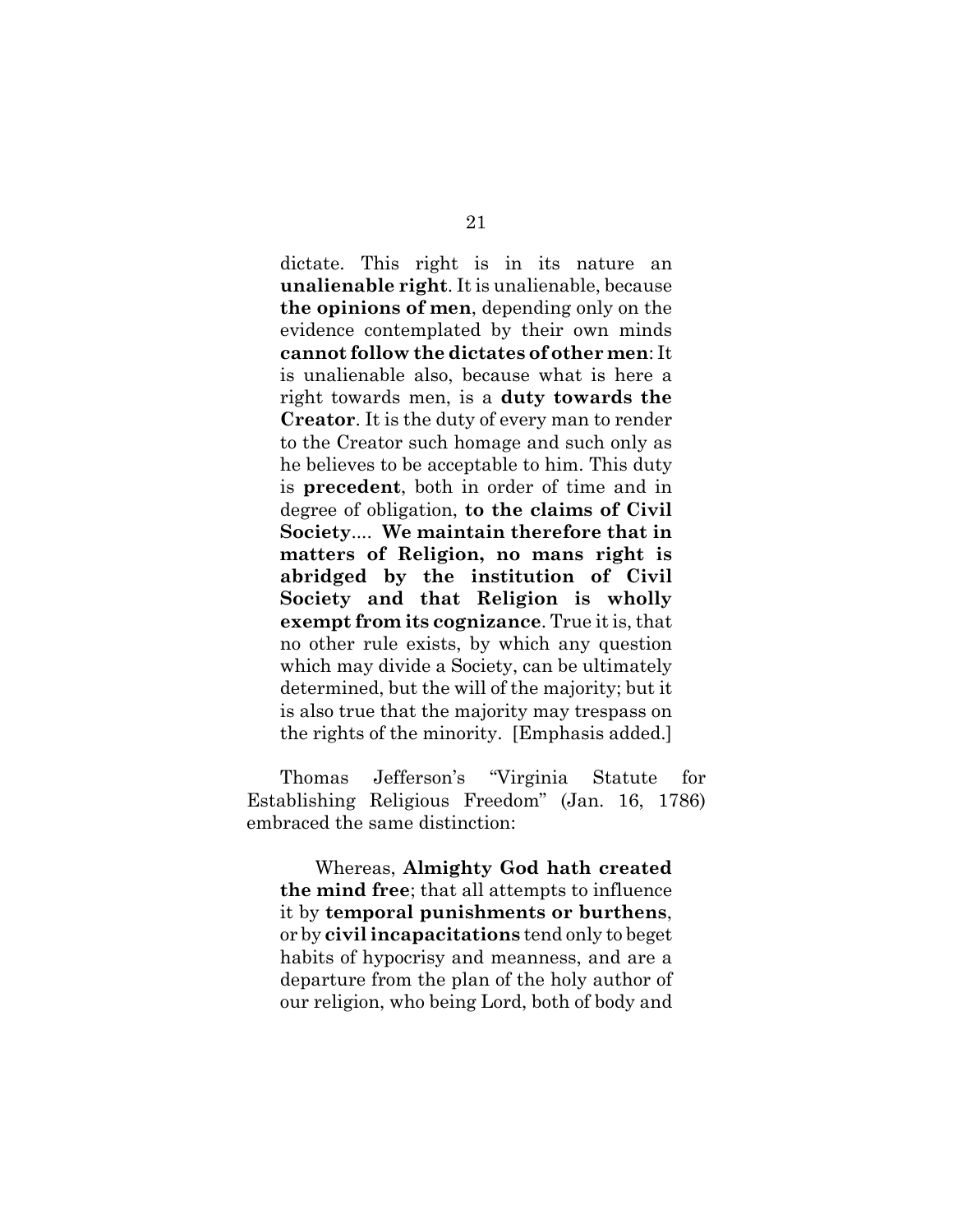> dictate. This right is in its nature an **unalienable right**. It is unalienable, because **the opinions of men**, depending only on the evidence contemplated by their own minds **cannot follow the dictates of other men**: It is unalienable also, because what is here a right towards men, is a **duty towards the Creator**. It is the duty of every man to render to the Creator such homage and such only as he believes to be acceptable to him. This duty is **precedent**, both in order of time and in degree of obligation, **to the claims of Civil Society**.... **We maintain therefore that in matters of Religion, no mans right is abridged by the institution of Civil Society and that Religion is wholly exempt from its cognizance**. True it is, that no other rule exists, by which any question which may divide a Society, can be ultimately determined, but the will of the majority; but it is also true that the majority may trespass on the rights of the minority. [Emphasis added.]

Thomas Jefferson's "Virginia Statute for Establishing Religious Freedom" (Jan. 16, 1786) embraced the same distinction:

> Whereas, **Almighty God hath created the mind free**; that all attempts to influence it by **temporal punishments or burthens**, or by **civil incapacitations** tend only to beget habits of hypocrisy and meanness, and are a departure from the plan of the holy author of our religion, who being Lord, both of body and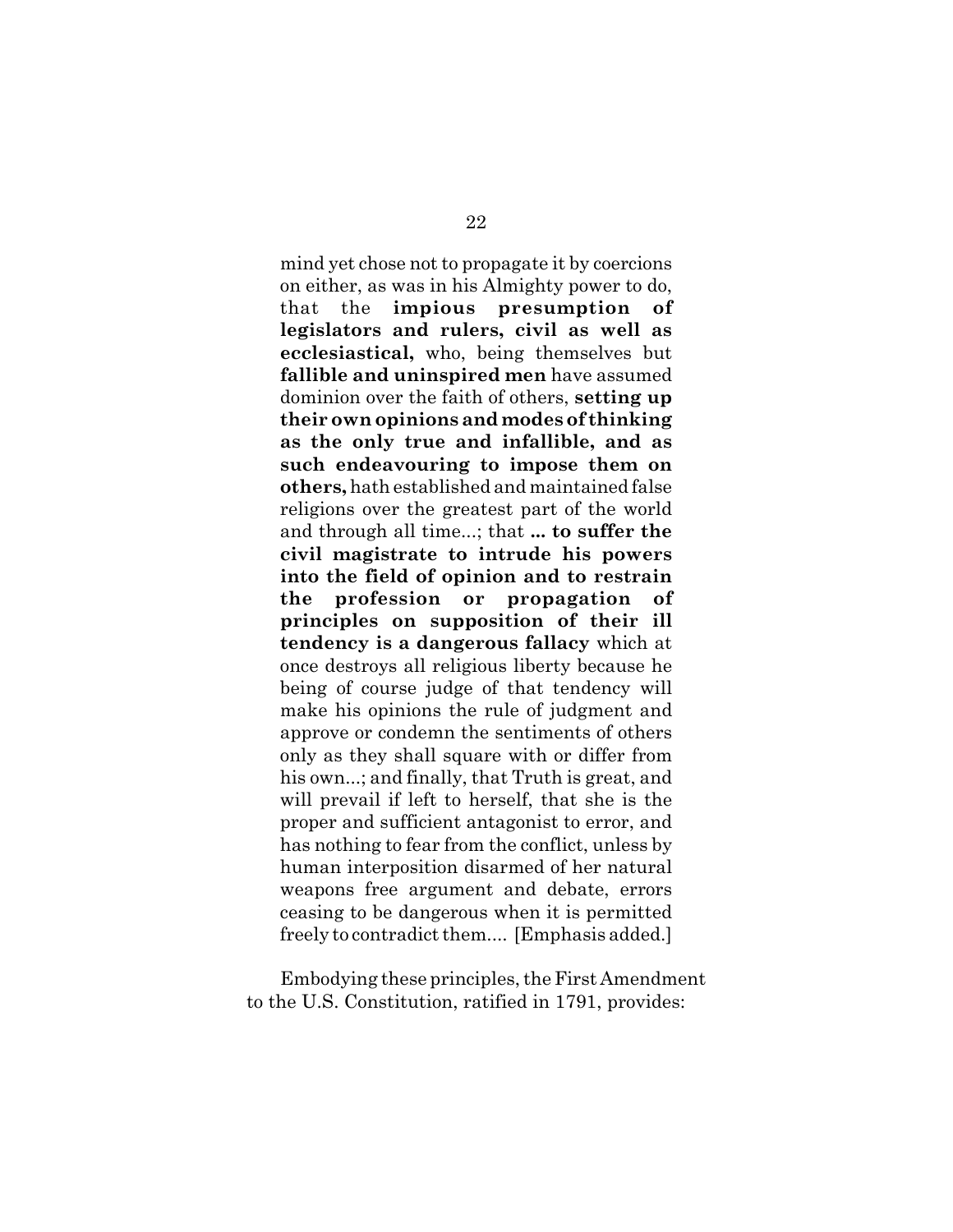mind yet chose not to propagate it by coercions on either, as was in his Almighty power to do, that the **impious presumption of legislators and rulers, civil as well as ecclesiastical,** who, being themselves but **fallible and uninspired men** have assumed dominion over the faith of others, **setting up their own opinions and modes of thinking as the only true and infallible, and as such endeavouring to impose them on others,** hath established and maintained false religions over the greatest part of the world and through all time...; that **... to suffer the civil magistrate to intrude his powers into the field of opinion and to restrain the profession or propagation of principles on supposition of their ill tendency is a dangerous fallacy** which at once destroys all religious liberty because he being of course judge of that tendency will make his opinions the rule of judgment and approve or condemn the sentiments of others only as they shall square with or differ from his own...; and finally, that Truth is great, and will prevail if left to herself, that she is the proper and sufficient antagonist to error, and has nothing to fear from the conflict, unless by human interposition disarmed of her natural weapons free argument and debate, errors ceasing to be dangerous when it is permitted freely to contradict them.... [Emphasis added.]

Embodying these principles, the First Amendment to the U.S. Constitution, ratified in 1791, provides: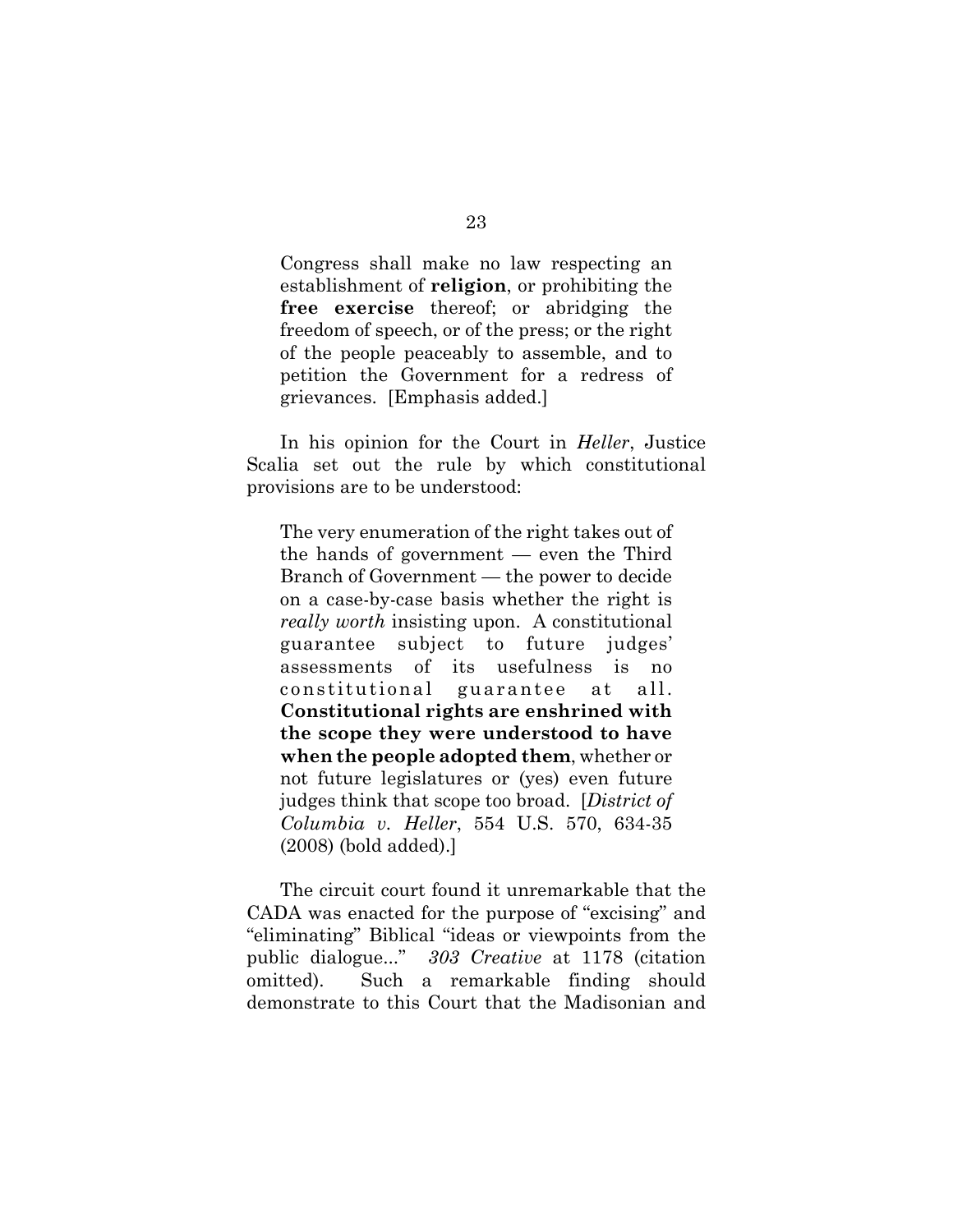> Congress shall make no law respecting an establishment of **religion**, or prohibiting the **free exercise** thereof; or abridging the freedom of speech, or of the press; or the right of the people peaceably to assemble, and to petition the Government for a redress of grievances. [Emphasis added.]

In his opinion for the Court in *Heller*, Justice Scalia set out the rule by which constitutional provisions are to be understood:

> The very enumeration of the right takes out of the hands of government — even the Third Branch of Government — the power to decide on a case-by-case basis whether the right is *really worth* insisting upon. A constitutional guarantee subject to future judges' assessments of its usefulness is no constitutional guarantee at all. **Constitutional rights are enshrined with the scope they were understood to have when the people adopted them**, whether or not future legislatures or (yes) even future judges think that scope too broad. [*District of Columbia v. Heller*, 554 U.S. 570, 634-35 (2008) (bold added).]

The circuit court found it unremarkable that the CADA was enacted for the purpose of "excising" and "eliminating" Biblical "ideas or viewpoints from the public dialogue..." *303 Creative* at 1178 (citation omitted). Such a remarkable finding should demonstrate to this Court that the Madisonian and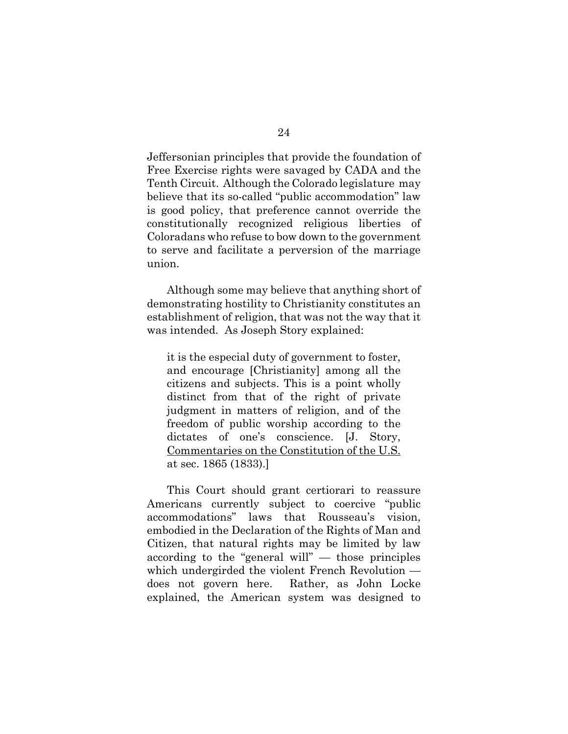Jeffersonian principles that provide the foundation of Free Exercise rights were savaged by CADA and the Tenth Circuit. Although the Colorado legislature may believe that its so-called "public accommodation" law is good policy, that preference cannot override the constitutionally recognized religious liberties of Coloradans who refuse to bow down to the government to serve and facilitate a perversion of the marriage union.

Although some may believe that anything short of demonstrating hostility to Christianity constitutes an establishment of religion, that was not the way that it was intended. As Joseph Story explained:

> it is the especial duty of government to foster, and encourage [Christianity] among all the citizens and subjects. This is a point wholly distinct from that of the right of private judgment in matters of religion, and of the freedom of public worship according to the dictates of one's conscience. [J. Story, Commentaries on the Constitution of the U.S. at sec. 1865 (1833).]

This Court should grant certiorari to reassure Americans currently subject to coercive "public accommodations" laws that Rousseau's vision, embodied in the Declaration of the Rights of Man and Citizen, that natural rights may be limited by law according to the "general will" — those principles which undergirded the violent French Revolution — does not govern here. Rather, as John Locke explained, the American system was designed to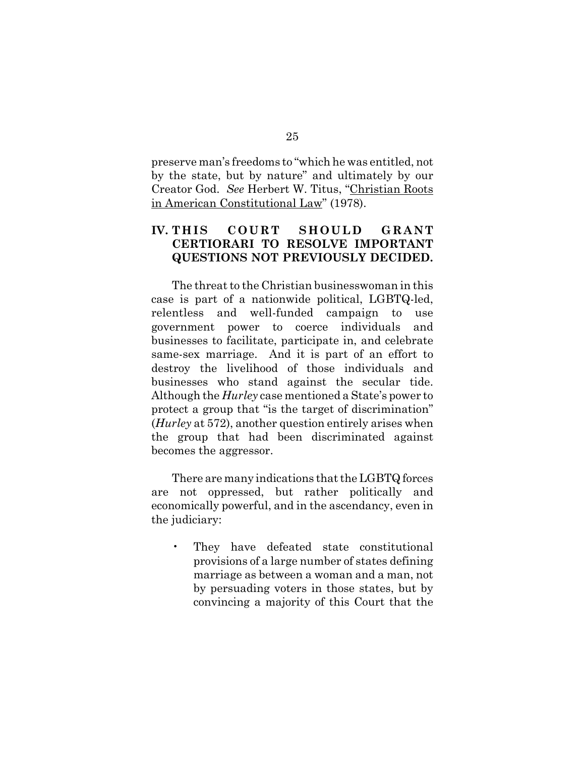preserve man's freedoms to "which he was entitled, not by the state, but by nature" and ultimately by our Creator God. *See* Herbert W. Titus, "Christian Roots in American Constitutional Law" (1978).

## IV. THIS COURT SHOULD GRANT CERTIORARI TO RESOLVE IMPORTANT QUESTIONS NOT PREVIOUSLY DECIDED.

The threat to the Christian businesswoman in this case is part of a nationwide political, LGBTQ-led, relentless and well-funded campaign to use government power to coerce individuals and businesses to facilitate, participate in, and celebrate same-sex marriage. And it is part of an effort to destroy the livelihood of those individuals and businesses who stand against the secular tide. Although the *Hurley* case mentioned a State's power to protect a group that "is the target of discrimination" (*Hurley* at 572), another question entirely arises when the group that had been discriminated against becomes the aggressor.

There are many indications that the LGBTQ forces are not oppressed, but rather politically and economically powerful, and in the ascendancy, even in the judiciary:

- They have defeated state constitutional provisions of a large number of states defining marriage as between a woman and a man, not by persuading voters in those states, but by convincing a majority of this Court that the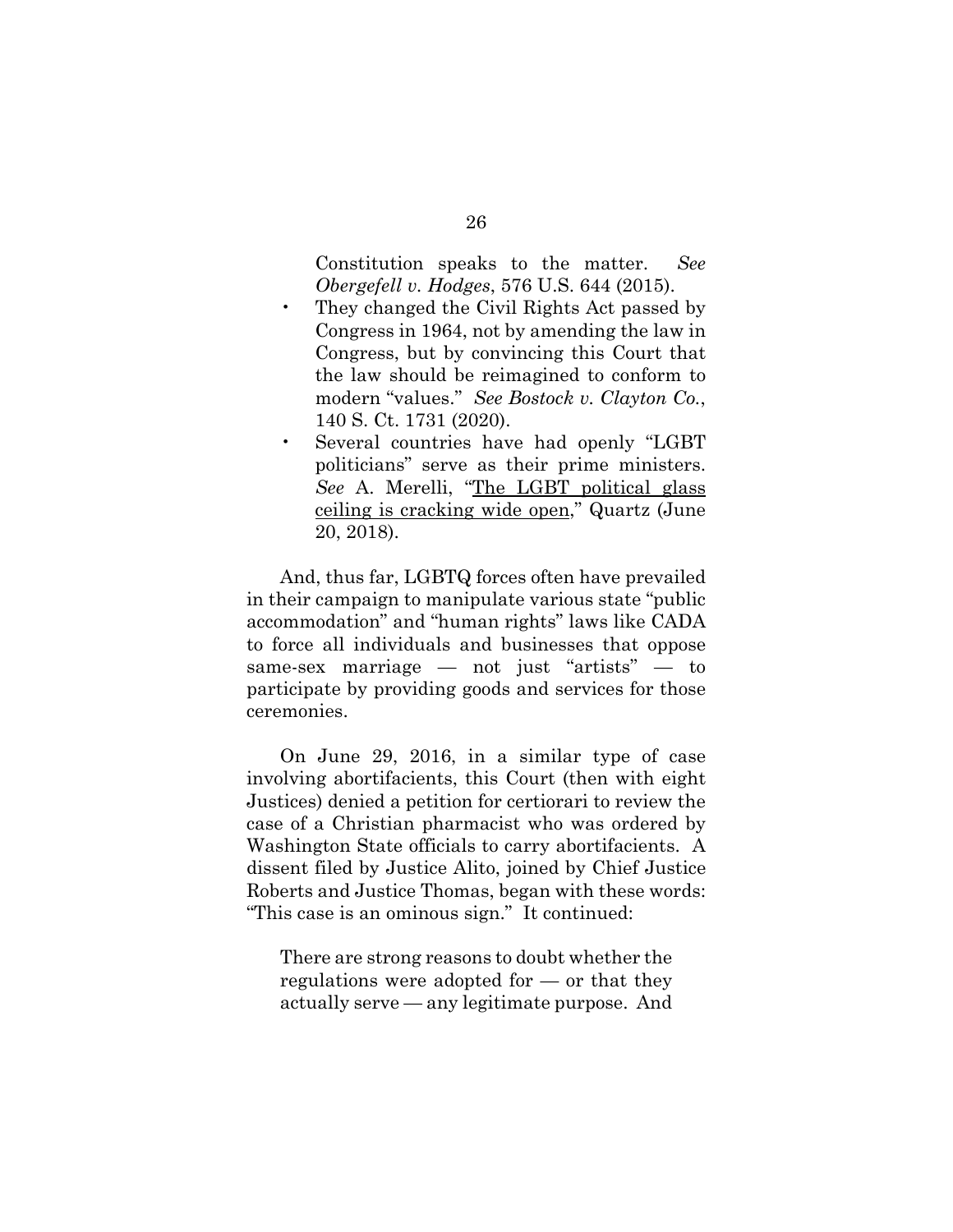Constitution speaks to the matter. *See Obergefell v. Hodges*, 576 U.S. 644 (2015).

- They changed the Civil Rights Act passed by Congress in 1964, not by amending the law in Congress, but by convincing this Court that the law should be reimagined to conform to modern "values." *See Bostock v. Clayton Co.*, 140 S. Ct. 1731 (2020).
- Several countries have had openly "LGBT politicians" serve as their prime ministers. *See* A. Merelli, "The LGBT political glass ceiling is cracking wide open," Quartz (June 20, 2018).

And, thus far, LGBTQ forces often have prevailed in their campaign to manipulate various state "public accommodation" and "human rights" laws like CADA to force all individuals and businesses that oppose same-sex marriage — not just "artists" — to participate by providing goods and services for those ceremonies.

On June 29, 2016, in a similar type of case involving abortifacients, this Court (then with eight Justices) denied a petition for certiorari to review the case of a Christian pharmacist who was ordered by Washington State officials to carry abortifacients. A dissent filed by Justice Alito, joined by Chief Justice Roberts and Justice Thomas, began with these words: "This case is an ominous sign." It continued:

> There are strong reasons to doubt whether the regulations were adopted for — or that they actually serve — any legitimate purpose. And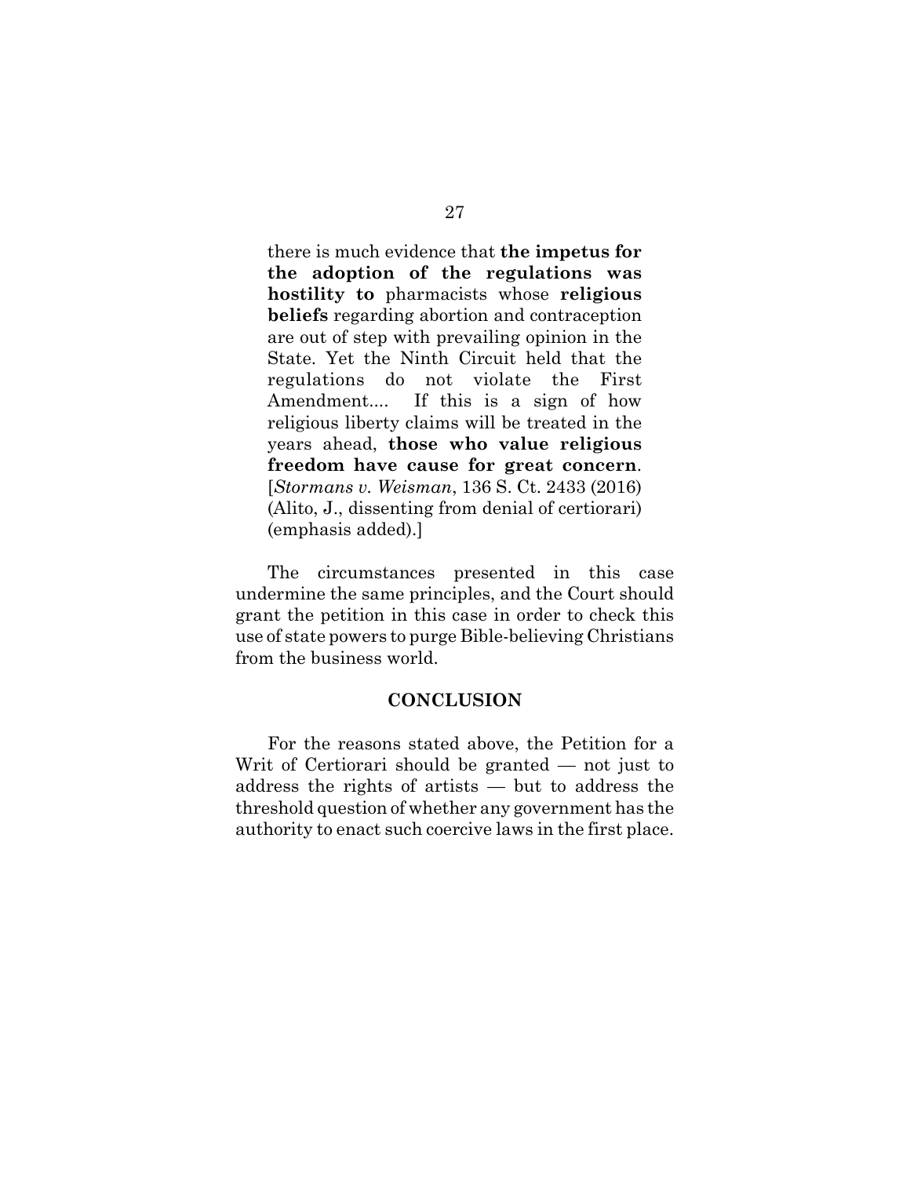> there is much evidence that **the impetus for the adoption of the regulations was hostility to** pharmacists whose **religious beliefs** regarding abortion and contraception are out of step with prevailing opinion in the State. Yet the Ninth Circuit held that the regulations do not violate the First Amendment.... If this is a sign of how religious liberty claims will be treated in the years ahead, **those who value religious freedom have cause for great concern**. [*Stormans v. Weisman*, 136 S. Ct. 2433 (2016) (Alito, J., dissenting from denial of certiorari) (emphasis added).]

The circumstances presented in this case undermine the same principles, and the Court should grant the petition in this case in order to check this use of state powers to purge Bible-believing Christians from the business world.

## CONCLUSION

For the reasons stated above, the Petition for a Writ of Certiorari should be granted — not just to address the rights of artists — but to address the threshold question of whether any government has the authority to enact such coercive laws in the first place.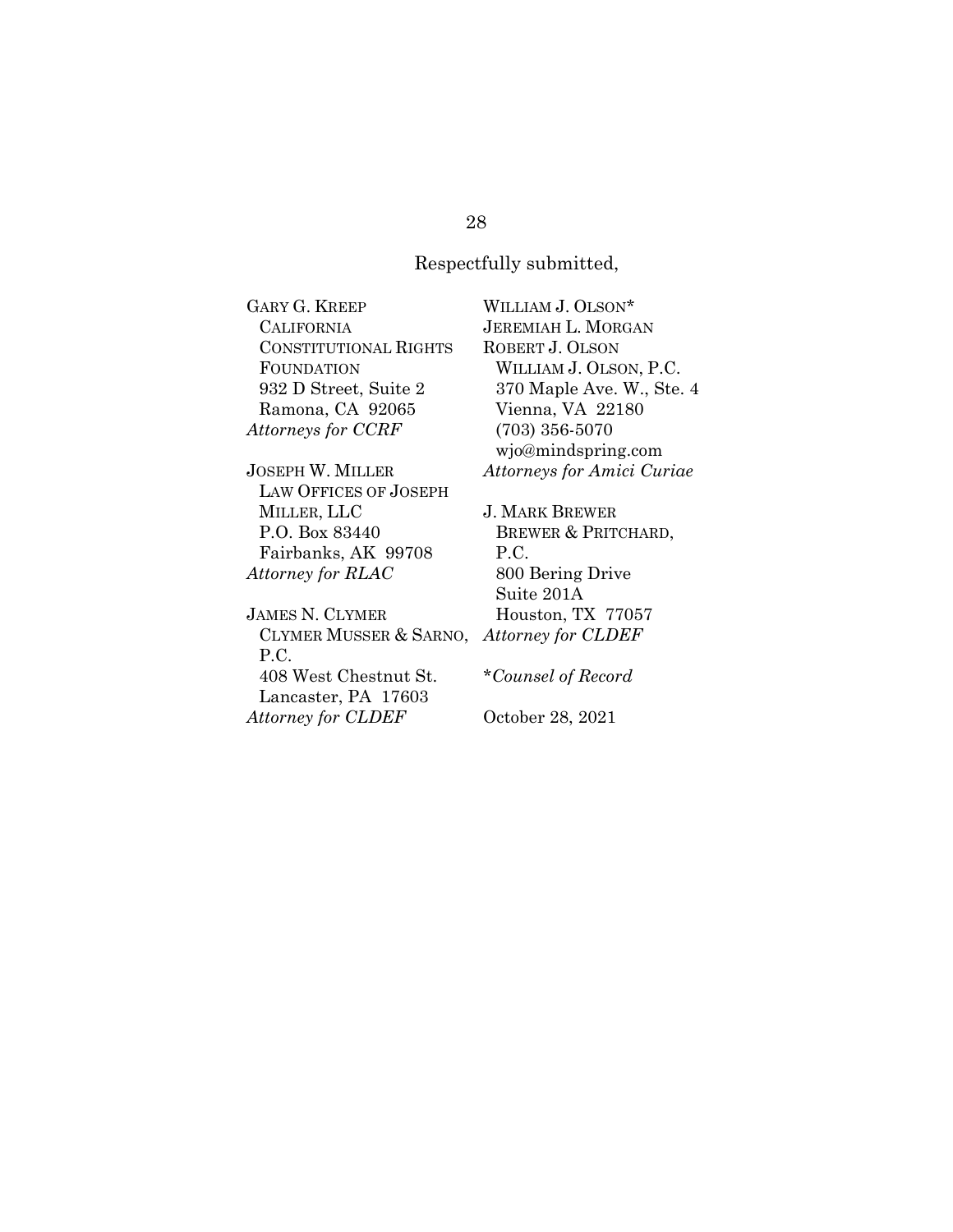Respectfully submitted,

GARY G. KREEP
CALIFORNIA CONSTITUTIONAL RIGHTS FOUNDATION
932 D Street, Suite 2
Ramona, CA 92065
*Attorneys for CCRF*

JOSEPH W. MILLER
LAW OFFICES OF JOSEPH MILLER, LLC
P.O. Box 83440
Fairbanks, AK 99708
*Attorney for RLAC*

JAMES N. CLYMER
CLYMER MUSSER & SARNO, P.C.
408 West Chestnut St.
Lancaster, PA 17603
*Attorney for CLDEF*

WILLIAM J. OLSON*
JEREMIAH L. MORGAN
ROBERT J. OLSON
WILLIAM J. OLSON, P.C.
370 Maple Ave. W., Ste. 4
Vienna, VA 22180
(703) 356-5070
wjo@mindspring.com
*Attorneys for Amici Curiae*

J. MARK BREWER
BREWER & PRITCHARD, P.C.
800 Bering Drive
Suite 201A
Houston, TX 77057
*Attorney for CLDEF*

**Counsel of Record*

October 28, 2021